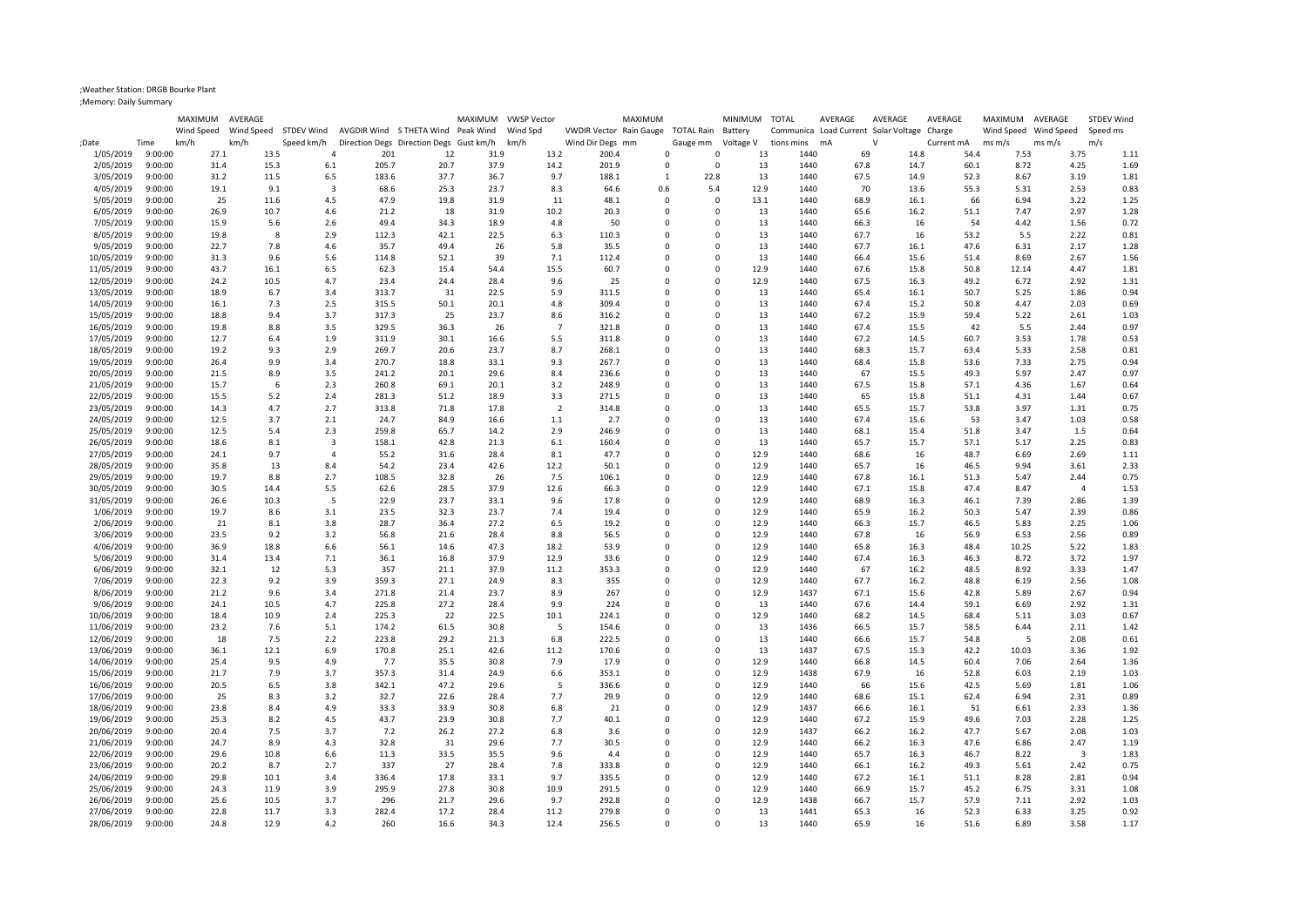;Weather Station: DRGB Bourke Plant
;Memory: Daily Summary

| ;Date | Time | MAXIMUM Wind Speed km/h | AVERAGE Wind Speed km/h | STDEV Wind Speed km/h | AVGDIR Wind Direction Degs | S THETA Wind Direction Degs | MAXIMUM Peak Wind Gust km/h | VWSP Vector Wind Spd km/h | VWDIR Vector Wind Dir Degs | MAXIMUM Rain Gauge mm | TOTAL Rain Gauge mm | MINIMUM Battery Voltage V | TOTAL Communications mins | AVERAGE Load Current mA | AVERAGE Solar Voltage V | AVERAGE Charge Current mA | MAXIMUM Wind Speed ms m/s | AVERAGE Wind Speed ms m/s | STDEV Wind Speed ms m/s |
|---|---|---|---|---|---|---|---|---|---|---|---|---|---|---|---|---|---|---|---|
| 1/05/2019 | 9:00:00 | 27.1 | 13.5 | 4 | 201 | 12 | 31.9 | 13.2 | 200.4 | 0 | 0 | 13 | 1440 | 69 | 14.8 | 54.4 | 7.53 | 3.75 | 1.11 |
| 2/05/2019 | 9:00:00 | 31.4 | 15.3 | 6.1 | 205.7 | 20.7 | 37.9 | 14.2 | 201.9 | 0 | 0 | 13 | 1440 | 67.8 | 14.7 | 60.1 | 8.72 | 4.25 | 1.69 |
| 3/05/2019 | 9:00:00 | 31.2 | 11.5 | 6.5 | 183.6 | 37.7 | 36.7 | 9.7 | 188.1 | 1 | 22.8 | 13 | 1440 | 67.5 | 14.9 | 52.3 | 8.67 | 3.19 | 1.81 |
| 4/05/2019 | 9:00:00 | 19.1 | 9.1 | 3 | 68.6 | 25.3 | 23.7 | 8.3 | 64.6 | 0.6 | 5.4 | 12.9 | 1440 | 70 | 13.6 | 55.3 | 5.31 | 2.53 | 0.83 |
| 5/05/2019 | 9:00:00 | 25 | 11.6 | 4.5 | 47.9 | 19.8 | 31.9 | 11 | 48.1 | 0 | 0 | 13.1 | 1440 | 68.9 | 16.1 | 66 | 6.94 | 3.22 | 1.25 |
| 6/05/2019 | 9:00:00 | 26.9 | 10.7 | 4.6 | 21.2 | 18 | 31.9 | 10.2 | 20.3 | 0 | 0 | 13 | 1440 | 65.6 | 16.2 | 51.1 | 7.47 | 2.97 | 1.28 |
| 7/05/2019 | 9:00:00 | 15.9 | 5.6 | 2.6 | 49.4 | 34.3 | 18.9 | 4.8 | 50 | 0 | 0 | 13 | 1440 | 66.3 | 16 | 54 | 4.42 | 1.56 | 0.72 |
| 8/05/2019 | 9:00:00 | 19.8 | 8 | 2.9 | 112.3 | 42.1 | 22.5 | 6.3 | 110.3 | 0 | 0 | 13 | 1440 | 67.7 | 16 | 53.2 | 5.5 | 2.22 | 0.81 |
| 9/05/2019 | 9:00:00 | 22.7 | 7.8 | 4.6 | 35.7 | 49.4 | 26 | 5.8 | 35.5 | 0 | 0 | 13 | 1440 | 67.7 | 16.1 | 47.6 | 6.31 | 2.17 | 1.28 |
| 10/05/2019 | 9:00:00 | 31.3 | 9.6 | 5.6 | 114.8 | 52.1 | 39 | 7.1 | 112.4 | 0 | 0 | 13 | 1440 | 66.4 | 15.6 | 51.4 | 8.69 | 2.67 | 1.56 |
| 11/05/2019 | 9:00:00 | 43.7 | 16.1 | 6.5 | 62.3 | 15.4 | 54.4 | 15.5 | 60.7 | 0 | 0 | 12.9 | 1440 | 67.6 | 15.8 | 50.8 | 12.14 | 4.47 | 1.81 |
| 12/05/2019 | 9:00:00 | 24.2 | 10.5 | 4.7 | 23.4 | 24.4 | 28.4 | 9.6 | 25 | 0 | 0 | 12.9 | 1440 | 67.5 | 16.3 | 49.2 | 6.72 | 2.92 | 1.31 |
| 13/05/2019 | 9:00:00 | 18.9 | 6.7 | 3.4 | 313.7 | 31 | 22.5 | 5.9 | 311.5 | 0 | 0 | 13 | 1440 | 65.4 | 16.1 | 50.7 | 5.25 | 1.86 | 0.94 |
| 14/05/2019 | 9:00:00 | 16.1 | 7.3 | 2.5 | 315.5 | 50.1 | 20.1 | 4.8 | 309.4 | 0 | 0 | 13 | 1440 | 67.4 | 15.2 | 50.8 | 4.47 | 2.03 | 0.69 |
| 15/05/2019 | 9:00:00 | 18.8 | 9.4 | 3.7 | 317.3 | 25 | 23.7 | 8.6 | 316.2 | 0 | 0 | 13 | 1440 | 67.2 | 15.9 | 59.4 | 5.22 | 2.61 | 1.03 |
| 16/05/2019 | 9:00:00 | 19.8 | 8.8 | 3.5 | 329.5 | 36.3 | 26 | 7 | 321.8 | 0 | 0 | 13 | 1440 | 67.4 | 15.5 | 42 | 5.5 | 2.44 | 0.97 |
| 17/05/2019 | 9:00:00 | 12.7 | 6.4 | 1.9 | 311.9 | 30.1 | 16.6 | 5.5 | 311.8 | 0 | 0 | 13 | 1440 | 67.2 | 14.5 | 60.7 | 3.53 | 1.78 | 0.53 |
| 18/05/2019 | 9:00:00 | 19.2 | 9.3 | 2.9 | 269.7 | 20.6 | 23.7 | 8.7 | 268.1 | 0 | 0 | 13 | 1440 | 68.3 | 15.7 | 63.4 | 5.33 | 2.58 | 0.81 |
| 19/05/2019 | 9:00:00 | 26.4 | 9.9 | 3.4 | 270.7 | 18.8 | 33.1 | 9.3 | 267.7 | 0 | 0 | 13 | 1440 | 68.4 | 15.8 | 53.6 | 7.33 | 2.75 | 0.94 |
| 20/05/2019 | 9:00:00 | 21.5 | 8.9 | 3.5 | 241.2 | 20.1 | 29.6 | 8.4 | 236.6 | 0 | 0 | 13 | 1440 | 67 | 15.5 | 49.3 | 5.97 | 2.47 | 0.97 |
| 21/05/2019 | 9:00:00 | 15.7 | 6 | 2.3 | 260.8 | 69.1 | 20.1 | 3.2 | 248.9 | 0 | 0 | 13 | 1440 | 67.5 | 15.8 | 57.1 | 4.36 | 1.67 | 0.64 |
| 22/05/2019 | 9:00:00 | 15.5 | 5.2 | 2.4 | 281.3 | 51.2 | 18.9 | 3.3 | 271.5 | 0 | 0 | 13 | 1440 | 65 | 15.8 | 51.1 | 4.31 | 1.44 | 0.67 |
| 23/05/2019 | 9:00:00 | 14.3 | 4.7 | 2.7 | 313.8 | 71.8 | 17.8 | 2 | 314.8 | 0 | 0 | 13 | 1440 | 65.5 | 15.7 | 53.8 | 3.97 | 1.31 | 0.75 |
| 24/05/2019 | 9:00:00 | 12.5 | 3.7 | 2.1 | 24.7 | 84.9 | 16.6 | 1.1 | 2.7 | 0 | 0 | 13 | 1440 | 67.4 | 15.6 | 53 | 3.47 | 1.03 | 0.58 |
| 25/05/2019 | 9:00:00 | 12.5 | 5.4 | 2.3 | 259.8 | 65.7 | 14.2 | 2.9 | 246.9 | 0 | 0 | 13 | 1440 | 68.1 | 15.4 | 51.8 | 3.47 | 1.5 | 0.64 |
| 26/05/2019 | 9:00:00 | 18.6 | 8.1 | 3 | 158.1 | 42.8 | 21.3 | 6.1 | 160.4 | 0 | 0 | 13 | 1440 | 65.7 | 15.7 | 57.1 | 5.17 | 2.25 | 0.83 |
| 27/05/2019 | 9:00:00 | 24.1 | 9.7 | 4 | 55.2 | 31.6 | 28.4 | 8.1 | 47.7 | 0 | 0 | 12.9 | 1440 | 68.6 | 16 | 48.7 | 6.69 | 2.69 | 1.11 |
| 28/05/2019 | 9:00:00 | 35.8 | 13 | 8.4 | 54.2 | 23.4 | 42.6 | 12.2 | 50.1 | 0 | 0 | 12.9 | 1440 | 65.7 | 16 | 46.5 | 9.94 | 3.61 | 2.33 |
| 29/05/2019 | 9:00:00 | 19.7 | 8.8 | 2.7 | 108.5 | 32.8 | 26 | 7.5 | 106.1 | 0 | 0 | 12.9 | 1440 | 67.8 | 16.1 | 51.3 | 5.47 | 2.44 | 0.75 |
| 30/05/2019 | 9:00:00 | 30.5 | 14.4 | 5.5 | 62.6 | 28.5 | 37.9 | 12.6 | 66.3 | 0 | 0 | 12.9 | 1440 | 67.1 | 15.8 | 47.4 | 8.47 | 4 | 1.53 |
| 31/05/2019 | 9:00:00 | 26.6 | 10.3 | 5 | 22.9 | 23.7 | 33.1 | 9.6 | 17.8 | 0 | 0 | 12.9 | 1440 | 68.9 | 16.3 | 46.1 | 7.39 | 2.86 | 1.39 |
| 1/06/2019 | 9:00:00 | 19.7 | 8.6 | 3.1 | 23.5 | 32.3 | 23.7 | 7.4 | 19.4 | 0 | 0 | 12.9 | 1440 | 65.9 | 16.2 | 50.3 | 5.47 | 2.39 | 0.86 |
| 2/06/2019 | 9:00:00 | 21 | 8.1 | 3.8 | 28.7 | 36.4 | 27.2 | 6.5 | 19.2 | 0 | 0 | 12.9 | 1440 | 66.3 | 15.7 | 46.5 | 5.83 | 2.25 | 1.06 |
| 3/06/2019 | 9:00:00 | 23.5 | 9.2 | 3.2 | 56.8 | 21.6 | 28.4 | 8.8 | 56.5 | 0 | 0 | 12.9 | 1440 | 67.8 | 16 | 56.9 | 6.53 | 2.56 | 0.89 |
| 4/06/2019 | 9:00:00 | 36.9 | 18.8 | 6.6 | 56.1 | 14.6 | 47.3 | 18.2 | 53.9 | 0 | 0 | 12.9 | 1440 | 65.8 | 16.3 | 48.4 | 10.25 | 5.22 | 1.83 |
| 5/06/2019 | 9:00:00 | 31.4 | 13.4 | 7.1 | 36.1 | 16.8 | 37.9 | 12.9 | 33.6 | 0 | 0 | 12.9 | 1440 | 67.4 | 16.3 | 46.3 | 8.72 | 3.72 | 1.97 |
| 6/06/2019 | 9:00:00 | 32.1 | 12 | 5.3 | 357 | 21.1 | 37.9 | 11.2 | 353.3 | 0 | 0 | 12.9 | 1440 | 67 | 16.2 | 48.5 | 8.92 | 3.33 | 1.47 |
| 7/06/2019 | 9:00:00 | 22.3 | 9.2 | 3.9 | 359.3 | 27.1 | 24.9 | 8.3 | 355 | 0 | 0 | 12.9 | 1440 | 67.7 | 16.2 | 48.8 | 6.19 | 2.56 | 1.08 |
| 8/06/2019 | 9:00:00 | 21.2 | 9.6 | 3.4 | 271.8 | 21.4 | 23.7 | 8.9 | 267 | 0 | 0 | 12.9 | 1437 | 67.1 | 15.6 | 42.8 | 5.89 | 2.67 | 0.94 |
| 9/06/2019 | 9:00:00 | 24.1 | 10.5 | 4.7 | 225.8 | 27.2 | 28.4 | 9.9 | 224 | 0 | 0 | 13 | 1440 | 67.6 | 14.4 | 59.1 | 6.69 | 2.92 | 1.31 |
| 10/06/2019 | 9:00:00 | 18.4 | 10.9 | 2.4 | 225.3 | 22 | 22.5 | 10.1 | 224.1 | 0 | 0 | 12.9 | 1440 | 68.2 | 14.5 | 68.4 | 5.11 | 3.03 | 0.67 |
| 11/06/2019 | 9:00:00 | 23.2 | 7.6 | 5.1 | 174.2 | 61.5 | 30.8 | 5 | 154.6 | 0 | 0 | 13 | 1436 | 66.5 | 15.7 | 58.5 | 6.44 | 2.11 | 1.42 |
| 12/06/2019 | 9:00:00 | 18 | 7.5 | 2.2 | 223.8 | 29.2 | 21.3 | 6.8 | 222.5 | 0 | 0 | 13 | 1440 | 66.6 | 15.7 | 54.8 | 5 | 2.08 | 0.61 |
| 13/06/2019 | 9:00:00 | 36.1 | 12.1 | 6.9 | 170.8 | 25.1 | 42.6 | 11.2 | 170.6 | 0 | 0 | 13 | 1437 | 67.5 | 15.3 | 42.2 | 10.03 | 3.36 | 1.92 |
| 14/06/2019 | 9:00:00 | 25.4 | 9.5 | 4.9 | 7.7 | 35.5 | 30.8 | 7.9 | 17.9 | 0 | 0 | 12.9 | 1440 | 66.8 | 14.5 | 60.4 | 7.06 | 2.64 | 1.36 |
| 15/06/2019 | 9:00:00 | 21.7 | 7.9 | 3.7 | 357.3 | 31.4 | 24.9 | 6.6 | 353.1 | 0 | 0 | 12.9 | 1438 | 67.9 | 16 | 52.8 | 6.03 | 2.19 | 1.03 |
| 16/06/2019 | 9:00:00 | 20.5 | 6.5 | 3.8 | 342.1 | 47.2 | 29.6 | 5 | 336.6 | 0 | 0 | 12.9 | 1440 | 66 | 15.6 | 42.5 | 5.69 | 1.81 | 1.06 |
| 17/06/2019 | 9:00:00 | 25 | 8.3 | 3.2 | 32.7 | 22.6 | 28.4 | 7.7 | 29.9 | 0 | 0 | 12.9 | 1440 | 68.6 | 15.1 | 62.4 | 6.94 | 2.31 | 0.89 |
| 18/06/2019 | 9:00:00 | 23.8 | 8.4 | 4.9 | 33.3 | 33.9 | 30.8 | 6.8 | 21 | 0 | 0 | 12.9 | 1437 | 66.6 | 16.1 | 51 | 6.61 | 2.33 | 1.36 |
| 19/06/2019 | 9:00:00 | 25.3 | 8.2 | 4.5 | 43.7 | 23.9 | 30.8 | 7.7 | 40.1 | 0 | 0 | 12.9 | 1440 | 67.2 | 15.9 | 49.6 | 7.03 | 2.28 | 1.25 |
| 20/06/2019 | 9:00:00 | 20.4 | 7.5 | 3.7 | 7.2 | 26.2 | 27.2 | 6.8 | 3.6 | 0 | 0 | 12.9 | 1437 | 66.2 | 16.2 | 47.7 | 5.67 | 2.08 | 1.03 |
| 21/06/2019 | 9:00:00 | 24.7 | 8.9 | 4.3 | 32.8 | 31 | 29.6 | 7.7 | 30.5 | 0 | 0 | 12.9 | 1440 | 66.2 | 16.3 | 47.6 | 6.86 | 2.47 | 1.19 |
| 22/06/2019 | 9:00:00 | 29.6 | 10.8 | 6.6 | 11.3 | 33.5 | 35.5 | 9.6 | 4.4 | 0 | 0 | 12.9 | 1440 | 65.7 | 16.3 | 46.7 | 8.22 | 3 | 1.83 |
| 23/06/2019 | 9:00:00 | 20.2 | 8.7 | 2.7 | 337 | 27 | 28.4 | 7.8 | 333.8 | 0 | 0 | 12.9 | 1440 | 66.1 | 16.2 | 49.3 | 5.61 | 2.42 | 0.75 |
| 24/06/2019 | 9:00:00 | 29.8 | 10.1 | 3.4 | 336.4 | 17.8 | 33.1 | 9.7 | 335.5 | 0 | 0 | 12.9 | 1440 | 67.2 | 16.1 | 51.1 | 8.28 | 2.81 | 0.94 |
| 25/06/2019 | 9:00:00 | 24.3 | 11.9 | 3.9 | 295.9 | 27.8 | 30.8 | 10.9 | 291.5 | 0 | 0 | 12.9 | 1440 | 66.9 | 15.7 | 45.2 | 6.75 | 3.31 | 1.08 |
| 26/06/2019 | 9:00:00 | 25.6 | 10.5 | 3.7 | 296 | 21.7 | 29.6 | 9.7 | 292.8 | 0 | 0 | 12.9 | 1438 | 66.7 | 15.7 | 57.9 | 7.11 | 2.92 | 1.03 |
| 27/06/2019 | 9:00:00 | 22.8 | 11.7 | 3.3 | 282.4 | 17.2 | 28.4 | 11.2 | 279.8 | 0 | 0 | 13 | 1441 | 65.3 | 16 | 52.3 | 6.33 | 3.25 | 0.92 |
| 28/06/2019 | 9:00:00 | 24.8 | 12.9 | 4.2 | 260 | 16.6 | 34.3 | 12.4 | 256.5 | 0 | 0 | 13 | 1440 | 65.9 | 16 | 51.6 | 6.89 | 3.58 | 1.17 |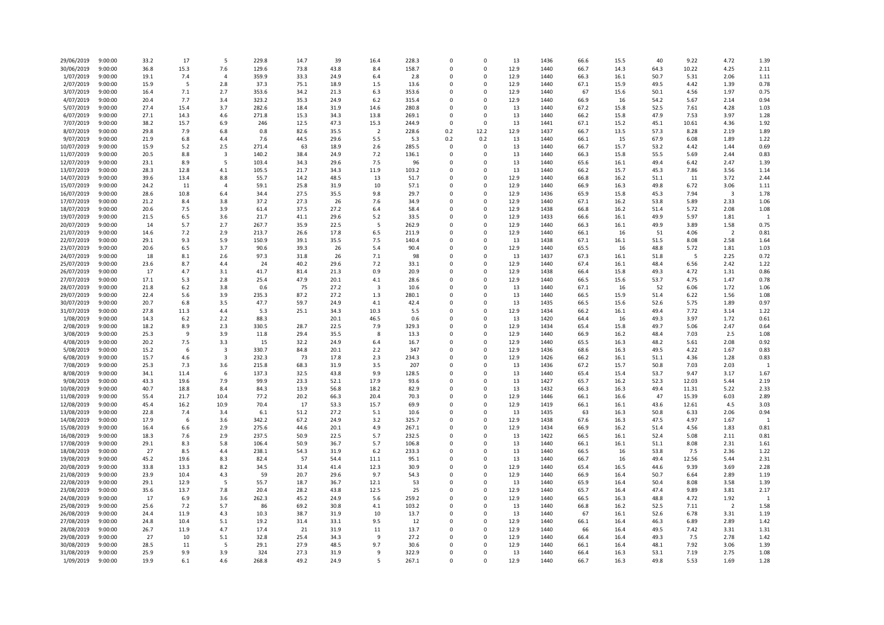| | | | | | | | | | | | | | | | | | | | |
|---|---|---|---|---|---|---|---|---|---|---|---|---|---|---|---|---|---|---|---|
| 29/06/2019 | 9:00:00 | 33.2 | 17 | 5 | 229.8 | 14.7 | 39 | 16.4 | 228.3 | 0 | 0 | 13 | 1436 | 66.6 | 15.5 | 40 | 9.22 | 4.72 | 1.39 |
| 30/06/2019 | 9:00:00 | 36.8 | 15.3 | 7.6 | 129.6 | 73.8 | 43.8 | 8.4 | 158.7 | 0 | 0 | 12.9 | 1440 | 66.7 | 14.3 | 64.3 | 10.22 | 4.25 | 2.11 |
| 1/07/2019 | 9:00:00 | 19.1 | 7.4 | 4 | 359.9 | 33.3 | 24.9 | 6.4 | 2.8 | 0 | 0 | 12.9 | 1440 | 66.3 | 16.1 | 50.7 | 5.31 | 2.06 | 1.11 |
| 2/07/2019 | 9:00:00 | 15.9 | 5 | 2.8 | 37.3 | 75.1 | 18.9 | 1.5 | 13.6 | 0 | 0 | 12.9 | 1440 | 67.1 | 15.9 | 49.5 | 4.42 | 1.39 | 0.78 |
| 3/07/2019 | 9:00:00 | 16.4 | 7.1 | 2.7 | 353.6 | 34.2 | 21.3 | 6.3 | 353.6 | 0 | 0 | 12.9 | 1440 | 67 | 15.6 | 50.1 | 4.56 | 1.97 | 0.75 |
| 4/07/2019 | 9:00:00 | 20.4 | 7.7 | 3.4 | 323.2 | 35.3 | 24.9 | 6.2 | 315.4 | 0 | 0 | 12.9 | 1440 | 66.9 | 16 | 54.2 | 5.67 | 2.14 | 0.94 |
| 5/07/2019 | 9:00:00 | 27.4 | 15.4 | 3.7 | 282.6 | 18.4 | 31.9 | 14.6 | 280.8 | 0 | 0 | 13 | 1440 | 67.2 | 15.8 | 52.5 | 7.61 | 4.28 | 1.03 |
| 6/07/2019 | 9:00:00 | 27.1 | 14.3 | 4.6 | 271.8 | 15.3 | 34.3 | 13.8 | 269.1 | 0 | 0 | 13 | 1440 | 66.2 | 15.8 | 47.9 | 7.53 | 3.97 | 1.28 |
| 7/07/2019 | 9:00:00 | 38.2 | 15.7 | 6.9 | 246 | 12.5 | 47.3 | 15.3 | 244.9 | 0 | 0 | 13 | 1441 | 67.1 | 15.2 | 45.1 | 10.61 | 4.36 | 1.92 |
| 8/07/2019 | 9:00:00 | 29.8 | 7.9 | 6.8 | 0.8 | 82.6 | 35.5 | 2 | 228.6 | 0.2 | 12.2 | 12.9 | 1437 | 66.7 | 13.5 | 57.3 | 8.28 | 2.19 | 1.89 |
| 9/07/2019 | 9:00:00 | 21.9 | 6.8 | 4.4 | 7.6 | 44.5 | 29.6 | 5.5 | 5.3 | 0.2 | 0.2 | 13 | 1440 | 66.1 | 15 | 67.9 | 6.08 | 1.89 | 1.22 |
| 10/07/2019 | 9:00:00 | 15.9 | 5.2 | 2.5 | 271.4 | 63 | 18.9 | 2.6 | 285.5 | 0 | 0 | 13 | 1440 | 66.7 | 15.7 | 53.2 | 4.42 | 1.44 | 0.69 |
| 11/07/2019 | 9:00:00 | 20.5 | 8.8 | 3 | 140.2 | 38.4 | 24.9 | 7.2 | 136.1 | 0 | 0 | 13 | 1440 | 66.3 | 15.8 | 55.5 | 5.69 | 2.44 | 0.83 |
| 12/07/2019 | 9:00:00 | 23.1 | 8.9 | 5 | 103.4 | 34.3 | 29.6 | 7.5 | 96 | 0 | 0 | 13 | 1440 | 65.6 | 16.1 | 49.4 | 6.42 | 2.47 | 1.39 |
| 13/07/2019 | 9:00:00 | 28.3 | 12.8 | 4.1 | 105.5 | 21.7 | 34.3 | 11.9 | 103.2 | 0 | 0 | 13 | 1440 | 66.2 | 15.7 | 45.3 | 7.86 | 3.56 | 1.14 |
| 14/07/2019 | 9:00:00 | 39.6 | 13.4 | 8.8 | 55.7 | 14.2 | 48.5 | 13 | 51.7 | 0 | 0 | 12.9 | 1440 | 66.8 | 16.2 | 51.1 | 11 | 3.72 | 2.44 |
| 15/07/2019 | 9:00:00 | 24.2 | 11 | 4 | 59.1 | 25.8 | 31.9 | 10 | 57.1 | 0 | 0 | 12.9 | 1440 | 66.9 | 16.3 | 49.8 | 6.72 | 3.06 | 1.11 |
| 16/07/2019 | 9:00:00 | 28.6 | 10.8 | 6.4 | 34.4 | 27.5 | 35.5 | 9.8 | 29.7 | 0 | 0 | 12.9 | 1436 | 65.9 | 15.8 | 45.3 | 7.94 | 3 | 1.78 |
| 17/07/2019 | 9:00:00 | 21.2 | 8.4 | 3.8 | 37.2 | 27.3 | 26 | 7.6 | 34.9 | 0 | 0 | 12.9 | 1440 | 67.1 | 16.2 | 53.8 | 5.89 | 2.33 | 1.06 |
| 18/07/2019 | 9:00:00 | 20.6 | 7.5 | 3.9 | 61.4 | 37.5 | 27.2 | 6.4 | 58.4 | 0 | 0 | 12.9 | 1438 | 66.8 | 16.2 | 51.4 | 5.72 | 2.08 | 1.08 |
| 19/07/2019 | 9:00:00 | 21.5 | 6.5 | 3.6 | 21.7 | 41.1 | 29.6 | 5.2 | 33.5 | 0 | 0 | 12.9 | 1433 | 66.6 | 16.1 | 49.9 | 5.97 | 1.81 | 1 |
| 20/07/2019 | 9:00:00 | 14 | 5.7 | 2.7 | 267.7 | 35.9 | 22.5 | 5 | 262.9 | 0 | 0 | 12.9 | 1440 | 66.3 | 16.1 | 49.9 | 3.89 | 1.58 | 0.75 |
| 21/07/2019 | 9:00:00 | 14.6 | 7.2 | 2.9 | 213.7 | 26.6 | 17.8 | 6.5 | 211.9 | 0 | 0 | 12.9 | 1440 | 66.1 | 16 | 51 | 4.06 | 2 | 0.81 |
| 22/07/2019 | 9:00:00 | 29.1 | 9.3 | 5.9 | 150.9 | 39.1 | 35.5 | 7.5 | 140.4 | 0 | 0 | 13 | 1438 | 67.1 | 16.1 | 51.5 | 8.08 | 2.58 | 1.64 |
| 23/07/2019 | 9:00:00 | 20.6 | 6.5 | 3.7 | 90.6 | 39.3 | 26 | 5.4 | 90.4 | 0 | 0 | 12.9 | 1440 | 65.5 | 16 | 48.8 | 5.72 | 1.81 | 1.03 |
| 24/07/2019 | 9:00:00 | 18 | 8.1 | 2.6 | 97.3 | 31.8 | 26 | 7.1 | 98 | 0 | 0 | 13 | 1437 | 67.3 | 16.1 | 51.8 | 5 | 2.25 | 0.72 |
| 25/07/2019 | 9:00:00 | 23.6 | 8.7 | 4.4 | 24 | 40.2 | 29.6 | 7.2 | 33.1 | 0 | 0 | 12.9 | 1440 | 67.4 | 16.1 | 48.4 | 6.56 | 2.42 | 1.22 |
| 26/07/2019 | 9:00:00 | 17 | 4.7 | 3.1 | 41.7 | 81.4 | 21.3 | 0.9 | 20.9 | 0 | 0 | 12.9 | 1438 | 66.4 | 15.8 | 49.3 | 4.72 | 1.31 | 0.86 |
| 27/07/2019 | 9:00:00 | 17.1 | 5.3 | 2.8 | 25.4 | 47.9 | 20.1 | 4.1 | 28.6 | 0 | 0 | 12.9 | 1440 | 66.5 | 15.6 | 53.7 | 4.75 | 1.47 | 0.78 |
| 28/07/2019 | 9:00:00 | 21.8 | 6.2 | 3.8 | 0.6 | 75 | 27.2 | 3 | 10.6 | 0 | 0 | 13 | 1440 | 67.1 | 16 | 52 | 6.06 | 1.72 | 1.06 |
| 29/07/2019 | 9:00:00 | 22.4 | 5.6 | 3.9 | 235.3 | 87.2 | 27.2 | 1.3 | 280.1 | 0 | 0 | 13 | 1440 | 66.5 | 15.9 | 51.4 | 6.22 | 1.56 | 1.08 |
| 30/07/2019 | 9:00:00 | 20.7 | 6.8 | 3.5 | 47.7 | 59.7 | 24.9 | 4.1 | 42.4 | 0 | 0 | 13 | 1435 | 66.5 | 15.6 | 52.6 | 5.75 | 1.89 | 0.97 |
| 31/07/2019 | 9:00:00 | 27.8 | 11.3 | 4.4 | 5.3 | 25.1 | 34.3 | 10.3 | 5.5 | 0 | 0 | 12.9 | 1434 | 66.2 | 16.1 | 49.4 | 7.72 | 3.14 | 1.22 |
| 1/08/2019 | 9:00:00 | 14.3 | 6.2 | 2.2 | 88.3 | | 20.1 | 46.5 | 0.6 | 0 | 0 | 13 | 1420 | 64.4 | 16 | 49.3 | 3.97 | 1.72 | 0.61 |
| 2/08/2019 | 9:00:00 | 18.2 | 8.9 | 2.3 | 330.5 | 28.7 | 22.5 | 7.9 | 329.3 | 0 | 0 | 12.9 | 1434 | 65.4 | 15.8 | 49.7 | 5.06 | 2.47 | 0.64 |
| 3/08/2019 | 9:00:00 | 25.3 | 9 | 3.9 | 11.8 | 29.4 | 35.5 | 8 | 13.3 | 0 | 0 | 12.9 | 1440 | 66.9 | 16.2 | 48.4 | 7.03 | 2.5 | 1.08 |
| 4/08/2019 | 9:00:00 | 20.2 | 7.5 | 3.3 | 15 | 32.2 | 24.9 | 6.4 | 16.7 | 0 | 0 | 12.9 | 1440 | 65.5 | 16.3 | 48.2 | 5.61 | 2.08 | 0.92 |
| 5/08/2019 | 9:00:00 | 15.2 | 6 | 3 | 330.7 | 84.8 | 20.1 | 2.2 | 347 | 0 | 0 | 12.9 | 1436 | 68.6 | 16.3 | 49.5 | 4.22 | 1.67 | 0.83 |
| 6/08/2019 | 9:00:00 | 15.7 | 4.6 | 3 | 232.3 | 73 | 17.8 | 2.3 | 234.3 | 0 | 0 | 12.9 | 1426 | 66.2 | 16.1 | 51.1 | 4.36 | 1.28 | 0.83 |
| 7/08/2019 | 9:00:00 | 25.3 | 7.3 | 3.6 | 215.8 | 68.3 | 31.9 | 3.5 | 207 | 0 | 0 | 13 | 1436 | 67.2 | 15.7 | 50.8 | 7.03 | 2.03 | 1 |
| 8/08/2019 | 9:00:00 | 34.1 | 11.4 | 6 | 137.3 | 32.5 | 43.8 | 9.9 | 128.5 | 0 | 0 | 13 | 1440 | 65.4 | 15.4 | 53.7 | 9.47 | 3.17 | 1.67 |
| 9/08/2019 | 9:00:00 | 43.3 | 19.6 | 7.9 | 99.9 | 23.3 | 52.1 | 17.9 | 93.6 | 0 | 0 | 13 | 1427 | 65.7 | 16.2 | 52.3 | 12.03 | 5.44 | 2.19 |
| 10/08/2019 | 9:00:00 | 40.7 | 18.8 | 8.4 | 84.3 | 13.9 | 56.8 | 18.2 | 82.9 | 0 | 0 | 13 | 1432 | 66.3 | 16.3 | 49.4 | 11.31 | 5.22 | 2.33 |
| 11/08/2019 | 9:00:00 | 55.4 | 21.7 | 10.4 | 77.2 | 20.2 | 66.3 | 20.4 | 70.3 | 0 | 0 | 12.9 | 1446 | 66.1 | 16.6 | 47 | 15.39 | 6.03 | 2.89 |
| 12/08/2019 | 9:00:00 | 45.4 | 16.2 | 10.9 | 70.4 | 17 | 53.3 | 15.7 | 69.9 | 0 | 0 | 12.9 | 1419 | 66.1 | 16.1 | 43.6 | 12.61 | 4.5 | 3.03 |
| 13/08/2019 | 9:00:00 | 22.8 | 7.4 | 3.4 | 6.1 | 51.2 | 27.2 | 5.1 | 10.6 | 0 | 0 | 13 | 1435 | 63 | 16.3 | 50.8 | 6.33 | 2.06 | 0.94 |
| 14/08/2019 | 9:00:00 | 17.9 | 6 | 3.6 | 342.2 | 67.2 | 24.9 | 3.2 | 325.7 | 0 | 0 | 12.9 | 1438 | 67.6 | 16.3 | 47.5 | 4.97 | 1.67 | 1 |
| 15/08/2019 | 9:00:00 | 16.4 | 6.6 | 2.9 | 275.6 | 44.6 | 20.1 | 4.9 | 267.1 | 0 | 0 | 12.9 | 1434 | 66.9 | 16.2 | 51.4 | 4.56 | 1.83 | 0.81 |
| 16/08/2019 | 9:00:00 | 18.3 | 7.6 | 2.9 | 237.5 | 50.9 | 22.5 | 5.7 | 232.5 | 0 | 0 | 13 | 1422 | 66.5 | 16.1 | 52.4 | 5.08 | 2.11 | 0.81 |
| 17/08/2019 | 9:00:00 | 29.1 | 8.3 | 5.8 | 106.4 | 50.9 | 36.7 | 5.7 | 106.8 | 0 | 0 | 13 | 1440 | 66.1 | 16.1 | 51.1 | 8.08 | 2.31 | 1.61 |
| 18/08/2019 | 9:00:00 | 27 | 8.5 | 4.4 | 238.1 | 54.3 | 31.9 | 6.2 | 233.3 | 0 | 0 | 13 | 1440 | 66.5 | 16 | 53.8 | 7.5 | 2.36 | 1.22 |
| 19/08/2019 | 9:00:00 | 45.2 | 19.6 | 8.3 | 82.4 | 57 | 54.4 | 11.1 | 95.1 | 0 | 0 | 13 | 1440 | 66.7 | 16 | 49.4 | 12.56 | 5.44 | 2.31 |
| 20/08/2019 | 9:00:00 | 33.8 | 13.3 | 8.2 | 34.5 | 31.4 | 41.4 | 12.3 | 30.9 | 0 | 0 | 12.9 | 1440 | 65.4 | 16.5 | 44.6 | 9.39 | 3.69 | 2.28 |
| 21/08/2019 | 9:00:00 | 23.9 | 10.4 | 4.3 | 59 | 20.7 | 29.6 | 9.7 | 54.3 | 0 | 0 | 12.9 | 1440 | 66.9 | 16.4 | 50.7 | 6.64 | 2.89 | 1.19 |
| 22/08/2019 | 9:00:00 | 29.1 | 12.9 | 5 | 55.7 | 18.7 | 36.7 | 12.1 | 53 | 0 | 0 | 13 | 1440 | 65.9 | 16.4 | 50.4 | 8.08 | 3.58 | 1.39 |
| 23/08/2019 | 9:00:00 | 35.6 | 13.7 | 7.8 | 20.4 | 28.2 | 43.8 | 12.5 | 25 | 0 | 0 | 12.9 | 1440 | 65.7 | 16.4 | 47.4 | 9.89 | 3.81 | 2.17 |
| 24/08/2019 | 9:00:00 | 17 | 6.9 | 3.6 | 262.3 | 45.2 | 24.9 | 5.6 | 259.2 | 0 | 0 | 12.9 | 1440 | 66.5 | 16.3 | 48.8 | 4.72 | 1.92 | 1 |
| 25/08/2019 | 9:00:00 | 25.6 | 7.2 | 5.7 | 86 | 69.2 | 30.8 | 4.1 | 103.2 | 0 | 0 | 13 | 1440 | 66.8 | 16.2 | 52.5 | 7.11 | 2 | 1.58 |
| 26/08/2019 | 9:00:00 | 24.4 | 11.9 | 4.3 | 10.3 | 38.7 | 31.9 | 10 | 13.7 | 0 | 0 | 13 | 1440 | 67 | 16.1 | 52.6 | 6.78 | 3.31 | 1.19 |
| 27/08/2019 | 9:00:00 | 24.8 | 10.4 | 5.1 | 19.2 | 31.4 | 33.1 | 9.5 | 12 | 0 | 0 | 12.9 | 1440 | 66.1 | 16.4 | 46.3 | 6.89 | 2.89 | 1.42 |
| 28/08/2019 | 9:00:00 | 26.7 | 11.9 | 4.7 | 17.4 | 21 | 31.9 | 11 | 13.7 | 0 | 0 | 12.9 | 1440 | 66 | 16.4 | 49.5 | 7.42 | 3.31 | 1.31 |
| 29/08/2019 | 9:00:00 | 27 | 10 | 5.1 | 32.8 | 25.4 | 34.3 | 9 | 27.2 | 0 | 0 | 12.9 | 1440 | 66.4 | 16.4 | 49.3 | 7.5 | 2.78 | 1.42 |
| 30/08/2019 | 9:00:00 | 28.5 | 11 | 5 | 29.1 | 27.9 | 48.5 | 9.7 | 30.6 | 0 | 0 | 12.9 | 1440 | 66.1 | 16.4 | 48.1 | 7.92 | 3.06 | 1.39 |
| 31/08/2019 | 9:00:00 | 25.9 | 9.9 | 3.9 | 324 | 27.3 | 31.9 | 9 | 322.9 | 0 | 0 | 13 | 1440 | 66.4 | 16.3 | 53.1 | 7.19 | 2.75 | 1.08 |
| 1/09/2019 | 9:00:00 | 19.9 | 6.1 | 4.6 | 268.8 | 49.2 | 24.9 | 5 | 267.1 | 0 | 0 | 12.9 | 1440 | 66.7 | 16.3 | 49.8 | 5.53 | 1.69 | 1.28 |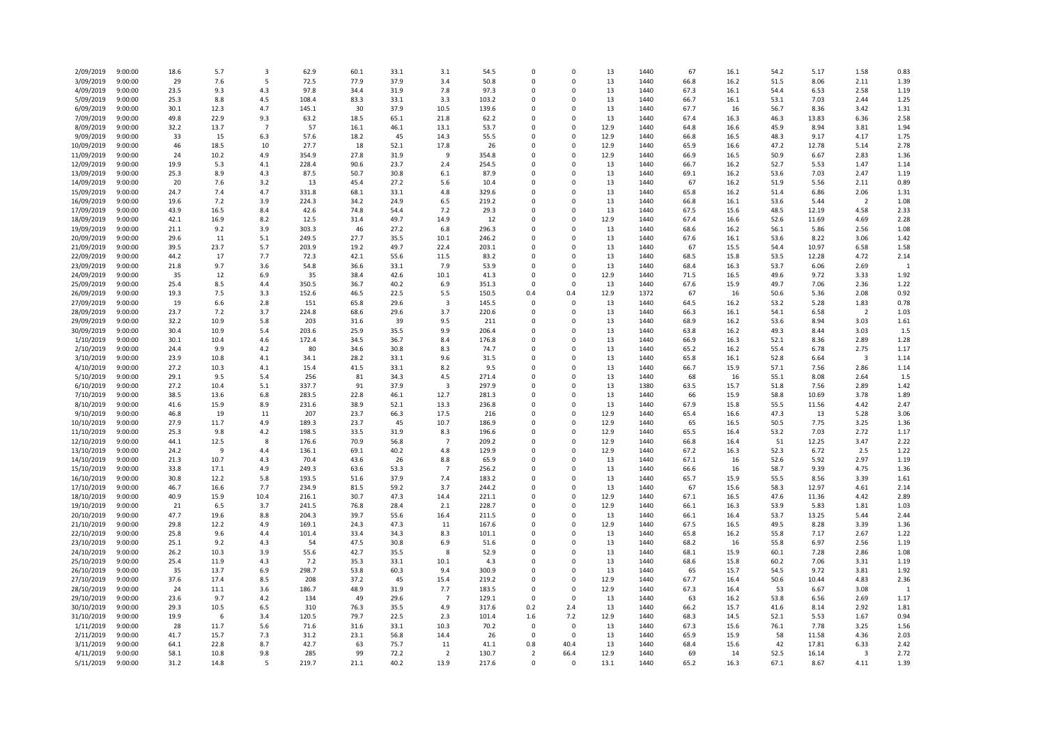|  |  |  |  |  |  |  |  |  |  |  |  |  |  |  |  |  |  |  |  |
|---|---|---|---|---|---|---|---|---|---|---|---|---|---|---|---|---|---|---|---|
| 2/09/2019 | 9:00:00 | 18.6 | 5.7 | 3 | 62.9 | 60.1 | 33.1 | 3.1 | 54.5 | 0 | 0 | 13 | 1440 | 67 | 16.1 | 54.2 | 5.17 | 1.58 | 0.83 |
| 3/09/2019 | 9:00:00 | 29 | 7.6 | 5 | 72.5 | 77.9 | 37.9 | 3.4 | 50.8 | 0 | 0 | 13 | 1440 | 66.8 | 16.2 | 51.5 | 8.06 | 2.11 | 1.39 |
| 4/09/2019 | 9:00:00 | 23.5 | 9.3 | 4.3 | 97.8 | 34.4 | 31.9 | 7.8 | 97.3 | 0 | 0 | 13 | 1440 | 67.3 | 16.1 | 54.4 | 6.53 | 2.58 | 1.19 |
| 5/09/2019 | 9:00:00 | 25.3 | 8.8 | 4.5 | 108.4 | 83.3 | 33.1 | 3.3 | 103.2 | 0 | 0 | 13 | 1440 | 66.7 | 16.1 | 53.1 | 7.03 | 2.44 | 1.25 |
| 6/09/2019 | 9:00:00 | 30.1 | 12.3 | 4.7 | 145.1 | 30 | 37.9 | 10.5 | 139.6 | 0 | 0 | 13 | 1440 | 67.7 | 16 | 56.7 | 8.36 | 3.42 | 1.31 |
| 7/09/2019 | 9:00:00 | 49.8 | 22.9 | 9.3 | 63.2 | 18.5 | 65.1 | 21.8 | 62.2 | 0 | 0 | 13 | 1440 | 67.4 | 16.3 | 46.3 | 13.83 | 6.36 | 2.58 |
| 8/09/2019 | 9:00:00 | 32.2 | 13.7 | 7 | 57 | 16.1 | 46.1 | 13.1 | 53.7 | 0 | 0 | 12.9 | 1440 | 64.8 | 16.6 | 45.9 | 8.94 | 3.81 | 1.94 |
| 9/09/2019 | 9:00:00 | 33 | 15 | 6.3 | 57.6 | 18.2 | 45 | 14.3 | 55.5 | 0 | 0 | 12.9 | 1440 | 66.8 | 16.5 | 48.3 | 9.17 | 4.17 | 1.75 |
| 10/09/2019 | 9:00:00 | 46 | 18.5 | 10 | 27.7 | 18 | 52.1 | 17.8 | 26 | 0 | 0 | 12.9 | 1440 | 65.9 | 16.6 | 47.2 | 12.78 | 5.14 | 2.78 |
| 11/09/2019 | 9:00:00 | 24 | 10.2 | 4.9 | 354.9 | 27.8 | 31.9 | 9 | 354.8 | 0 | 0 | 12.9 | 1440 | 66.9 | 16.5 | 50.9 | 6.67 | 2.83 | 1.36 |
| 12/09/2019 | 9:00:00 | 19.9 | 5.3 | 4.1 | 228.4 | 90.6 | 23.7 | 2.4 | 254.5 | 0 | 0 | 13 | 1440 | 66.7 | 16.2 | 52.7 | 5.53 | 1.47 | 1.14 |
| 13/09/2019 | 9:00:00 | 25.3 | 8.9 | 4.3 | 87.5 | 50.7 | 30.8 | 6.1 | 87.9 | 0 | 0 | 13 | 1440 | 69.1 | 16.2 | 53.6 | 7.03 | 2.47 | 1.19 |
| 14/09/2019 | 9:00:00 | 20 | 7.6 | 3.2 | 13 | 45.4 | 27.2 | 5.6 | 10.4 | 0 | 0 | 13 | 1440 | 67 | 16.2 | 51.9 | 5.56 | 2.11 | 0.89 |
| 15/09/2019 | 9:00:00 | 24.7 | 7.4 | 4.7 | 331.8 | 68.1 | 33.1 | 4.8 | 329.6 | 0 | 0 | 13 | 1440 | 65.8 | 16.2 | 51.4 | 6.86 | 2.06 | 1.31 |
| 16/09/2019 | 9:00:00 | 19.6 | 7.2 | 3.9 | 224.3 | 34.2 | 24.9 | 6.5 | 219.2 | 0 | 0 | 13 | 1440 | 66.8 | 16.1 | 53.6 | 5.44 | 2 | 1.08 |
| 17/09/2019 | 9:00:00 | 43.9 | 16.5 | 8.4 | 42.6 | 74.8 | 54.4 | 7.2 | 29.3 | 0 | 0 | 13 | 1440 | 67.5 | 15.6 | 48.5 | 12.19 | 4.58 | 2.33 |
| 18/09/2019 | 9:00:00 | 42.1 | 16.9 | 8.2 | 12.5 | 31.4 | 49.7 | 14.9 | 12 | 0 | 0 | 12.9 | 1440 | 67.4 | 16.6 | 52.6 | 11.69 | 4.69 | 2.28 |
| 19/09/2019 | 9:00:00 | 21.1 | 9.2 | 3.9 | 303.3 | 46 | 27.2 | 6.8 | 296.3 | 0 | 0 | 13 | 1440 | 68.6 | 16.2 | 56.1 | 5.86 | 2.56 | 1.08 |
| 20/09/2019 | 9:00:00 | 29.6 | 11 | 5.1 | 249.5 | 27.7 | 35.5 | 10.1 | 246.2 | 0 | 0 | 13 | 1440 | 67.6 | 16.1 | 53.6 | 8.22 | 3.06 | 1.42 |
| 21/09/2019 | 9:00:00 | 39.5 | 23.7 | 5.7 | 203.9 | 19.2 | 49.7 | 22.4 | 203.1 | 0 | 0 | 13 | 1440 | 67 | 15.5 | 54.4 | 10.97 | 6.58 | 1.58 |
| 22/09/2019 | 9:00:00 | 44.2 | 17 | 7.7 | 72.3 | 42.1 | 55.6 | 11.5 | 83.2 | 0 | 0 | 13 | 1440 | 68.5 | 15.8 | 53.5 | 12.28 | 4.72 | 2.14 |
| 23/09/2019 | 9:00:00 | 21.8 | 9.7 | 3.6 | 54.8 | 36.6 | 33.1 | 7.9 | 53.9 | 0 | 0 | 13 | 1440 | 68.4 | 16.3 | 53.7 | 6.06 | 2.69 | 1 |
| 24/09/2019 | 9:00:00 | 35 | 12 | 6.9 | 35 | 38.4 | 42.6 | 10.1 | 41.3 | 0 | 0 | 12.9 | 1440 | 71.5 | 16.5 | 49.6 | 9.72 | 3.33 | 1.92 |
| 25/09/2019 | 9:00:00 | 25.4 | 8.5 | 4.4 | 350.5 | 36.7 | 40.2 | 6.9 | 351.3 | 0 | 0 | 13 | 1440 | 67.6 | 15.9 | 49.7 | 7.06 | 2.36 | 1.22 |
| 26/09/2019 | 9:00:00 | 19.3 | 7.5 | 3.3 | 152.6 | 46.5 | 22.5 | 5.5 | 150.5 | 0.4 | 0.4 | 12.9 | 1372 | 67 | 16 | 50.6 | 5.36 | 2.08 | 0.92 |
| 27/09/2019 | 9:00:00 | 19 | 6.6 | 2.8 | 151 | 65.8 | 29.6 | 3 | 145.5 | 0 | 0 | 13 | 1440 | 64.5 | 16.2 | 53.2 | 5.28 | 1.83 | 0.78 |
| 28/09/2019 | 9:00:00 | 23.7 | 7.2 | 3.7 | 224.8 | 68.6 | 29.6 | 3.7 | 220.6 | 0 | 0 | 13 | 1440 | 66.3 | 16.1 | 54.1 | 6.58 | 2 | 1.03 |
| 29/09/2019 | 9:00:00 | 32.2 | 10.9 | 5.8 | 203 | 31.6 | 39 | 9.5 | 211 | 0 | 0 | 13 | 1440 | 68.9 | 16.2 | 53.6 | 8.94 | 3.03 | 1.61 |
| 30/09/2019 | 9:00:00 | 30.4 | 10.9 | 5.4 | 203.6 | 25.9 | 35.5 | 9.9 | 206.4 | 0 | 0 | 13 | 1440 | 63.8 | 16.2 | 49.3 | 8.44 | 3.03 | 1.5 |
| 1/10/2019 | 9:00:00 | 30.1 | 10.4 | 4.6 | 172.4 | 34.5 | 36.7 | 8.4 | 176.8 | 0 | 0 | 13 | 1440 | 66.9 | 16.3 | 52.1 | 8.36 | 2.89 | 1.28 |
| 2/10/2019 | 9:00:00 | 24.4 | 9.9 | 4.2 | 80 | 34.6 | 30.8 | 8.3 | 74.7 | 0 | 0 | 13 | 1440 | 65.2 | 16.2 | 55.4 | 6.78 | 2.75 | 1.17 |
| 3/10/2019 | 9:00:00 | 23.9 | 10.8 | 4.1 | 34.1 | 28.2 | 33.1 | 9.6 | 31.5 | 0 | 0 | 13 | 1440 | 65.8 | 16.1 | 52.8 | 6.64 | 3 | 1.14 |
| 4/10/2019 | 9:00:00 | 27.2 | 10.3 | 4.1 | 15.4 | 41.5 | 33.1 | 8.2 | 9.5 | 0 | 0 | 13 | 1440 | 66.7 | 15.9 | 57.1 | 7.56 | 2.86 | 1.14 |
| 5/10/2019 | 9:00:00 | 29.1 | 9.5 | 5.4 | 256 | 81 | 34.3 | 4.5 | 271.4 | 0 | 0 | 13 | 1440 | 68 | 16 | 55.1 | 8.08 | 2.64 | 1.5 |
| 6/10/2019 | 9:00:00 | 27.2 | 10.4 | 5.1 | 337.7 | 91 | 37.9 | 3 | 297.9 | 0 | 0 | 13 | 1380 | 63.5 | 15.7 | 51.8 | 7.56 | 2.89 | 1.42 |
| 7/10/2019 | 9:00:00 | 38.5 | 13.6 | 6.8 | 283.5 | 22.8 | 46.1 | 12.7 | 281.3 | 0 | 0 | 13 | 1440 | 66 | 15.9 | 58.8 | 10.69 | 3.78 | 1.89 |
| 8/10/2019 | 9:00:00 | 41.6 | 15.9 | 8.9 | 231.6 | 38.9 | 52.1 | 13.3 | 236.8 | 0 | 0 | 13 | 1440 | 67.9 | 15.8 | 55.5 | 11.56 | 4.42 | 2.47 |
| 9/10/2019 | 9:00:00 | 46.8 | 19 | 11 | 207 | 23.7 | 66.3 | 17.5 | 216 | 0 | 0 | 12.9 | 1440 | 65.4 | 16.6 | 47.3 | 13 | 5.28 | 3.06 |
| 10/10/2019 | 9:00:00 | 27.9 | 11.7 | 4.9 | 189.3 | 23.7 | 45 | 10.7 | 186.9 | 0 | 0 | 12.9 | 1440 | 65 | 16.5 | 50.5 | 7.75 | 3.25 | 1.36 |
| 11/10/2019 | 9:00:00 | 25.3 | 9.8 | 4.2 | 198.5 | 33.5 | 31.9 | 8.3 | 196.6 | 0 | 0 | 12.9 | 1440 | 65.5 | 16.4 | 53.2 | 7.03 | 2.72 | 1.17 |
| 12/10/2019 | 9:00:00 | 44.1 | 12.5 | 8 | 176.6 | 70.9 | 56.8 | 7 | 209.2 | 0 | 0 | 12.9 | 1440 | 66.8 | 16.4 | 51 | 12.25 | 3.47 | 2.22 |
| 13/10/2019 | 9:00:00 | 24.2 | 9 | 4.4 | 136.1 | 69.1 | 40.2 | 4.8 | 129.9 | 0 | 0 | 12.9 | 1440 | 67.2 | 16.3 | 52.3 | 6.72 | 2.5 | 1.22 |
| 14/10/2019 | 9:00:00 | 21.3 | 10.7 | 4.3 | 70.4 | 43.6 | 26 | 8.8 | 65.9 | 0 | 0 | 13 | 1440 | 67.1 | 16 | 52.6 | 5.92 | 2.97 | 1.19 |
| 15/10/2019 | 9:00:00 | 33.8 | 17.1 | 4.9 | 249.3 | 63.6 | 53.3 | 7 | 256.2 | 0 | 0 | 13 | 1440 | 66.6 | 16 | 58.7 | 9.39 | 4.75 | 1.36 |
| 16/10/2019 | 9:00:00 | 30.8 | 12.2 | 5.8 | 193.5 | 51.6 | 37.9 | 7.4 | 183.2 | 0 | 0 | 13 | 1440 | 65.7 | 15.9 | 55.5 | 8.56 | 3.39 | 1.61 |
| 17/10/2019 | 9:00:00 | 46.7 | 16.6 | 7.7 | 234.9 | 81.5 | 59.2 | 3.7 | 244.2 | 0 | 0 | 13 | 1440 | 67 | 15.6 | 58.3 | 12.97 | 4.61 | 2.14 |
| 18/10/2019 | 9:00:00 | 40.9 | 15.9 | 10.4 | 216.1 | 30.7 | 47.3 | 14.4 | 221.1 | 0 | 0 | 12.9 | 1440 | 67.1 | 16.5 | 47.6 | 11.36 | 4.42 | 2.89 |
| 19/10/2019 | 9:00:00 | 21 | 6.5 | 3.7 | 241.5 | 76.8 | 28.4 | 2.1 | 228.7 | 0 | 0 | 12.9 | 1440 | 66.1 | 16.3 | 53.9 | 5.83 | 1.81 | 1.03 |
| 20/10/2019 | 9:00:00 | 47.7 | 19.6 | 8.8 | 204.3 | 39.7 | 55.6 | 16.4 | 211.5 | 0 | 0 | 13 | 1440 | 66.1 | 16.4 | 53.7 | 13.25 | 5.44 | 2.44 |
| 21/10/2019 | 9:00:00 | 29.8 | 12.2 | 4.9 | 169.1 | 24.3 | 47.3 | 11 | 167.6 | 0 | 0 | 12.9 | 1440 | 67.5 | 16.5 | 49.5 | 8.28 | 3.39 | 1.36 |
| 22/10/2019 | 9:00:00 | 25.8 | 9.6 | 4.4 | 101.4 | 33.4 | 34.3 | 8.3 | 101.1 | 0 | 0 | 13 | 1440 | 65.8 | 16.2 | 55.8 | 7.17 | 2.67 | 1.22 |
| 23/10/2019 | 9:00:00 | 25.1 | 9.2 | 4.3 | 54 | 47.5 | 30.8 | 6.9 | 51.6 | 0 | 0 | 13 | 1440 | 68.2 | 16 | 55.8 | 6.97 | 2.56 | 1.19 |
| 24/10/2019 | 9:00:00 | 26.2 | 10.3 | 3.9 | 55.6 | 42.7 | 35.5 | 8 | 52.9 | 0 | 0 | 13 | 1440 | 68.1 | 15.9 | 60.1 | 7.28 | 2.86 | 1.08 |
| 25/10/2019 | 9:00:00 | 25.4 | 11.9 | 4.3 | 7.2 | 35.3 | 33.1 | 10.1 | 4.3 | 0 | 0 | 13 | 1440 | 68.6 | 15.8 | 60.2 | 7.06 | 3.31 | 1.19 |
| 26/10/2019 | 9:00:00 | 35 | 13.7 | 6.9 | 298.7 | 53.8 | 60.3 | 9.4 | 300.9 | 0 | 0 | 13 | 1440 | 65 | 15.7 | 54.5 | 9.72 | 3.81 | 1.92 |
| 27/10/2019 | 9:00:00 | 37.6 | 17.4 | 8.5 | 208 | 37.2 | 45 | 15.4 | 219.2 | 0 | 0 | 12.9 | 1440 | 67.7 | 16.4 | 50.6 | 10.44 | 4.83 | 2.36 |
| 28/10/2019 | 9:00:00 | 24 | 11.1 | 3.6 | 186.7 | 48.9 | 31.9 | 7.7 | 183.5 | 0 | 0 | 12.9 | 1440 | 67.3 | 16.4 | 53 | 6.67 | 3.08 | 1 |
| 29/10/2019 | 9:00:00 | 23.6 | 9.7 | 4.2 | 134 | 49 | 29.6 | 7 | 129.1 | 0 | 0 | 13 | 1440 | 63 | 16.2 | 53.8 | 6.56 | 2.69 | 1.17 |
| 30/10/2019 | 9:00:00 | 29.3 | 10.5 | 6.5 | 310 | 76.3 | 35.5 | 4.9 | 317.6 | 0.2 | 2.4 | 13 | 1440 | 66.2 | 15.7 | 41.6 | 8.14 | 2.92 | 1.81 |
| 31/10/2019 | 9:00:00 | 19.9 | 6 | 3.4 | 120.5 | 79.7 | 22.5 | 2.3 | 101.4 | 1.6 | 7.2 | 12.9 | 1440 | 68.3 | 14.5 | 52.1 | 5.53 | 1.67 | 0.94 |
| 1/11/2019 | 9:00:00 | 28 | 11.7 | 5.6 | 71.6 | 31.6 | 33.1 | 10.3 | 70.2 | 0 | 0 | 13 | 1440 | 67.3 | 15.6 | 76.1 | 7.78 | 3.25 | 1.56 |
| 2/11/2019 | 9:00:00 | 41.7 | 15.7 | 7.3 | 31.2 | 23.1 | 56.8 | 14.4 | 26 | 0 | 0 | 13 | 1440 | 65.9 | 15.9 | 58 | 11.58 | 4.36 | 2.03 |
| 3/11/2019 | 9:00:00 | 64.1 | 22.8 | 8.7 | 42.7 | 63 | 75.7 | 11 | 41.1 | 0.8 | 40.4 | 13 | 1440 | 68.4 | 15.6 | 42 | 17.81 | 6.33 | 2.42 |
| 4/11/2019 | 9:00:00 | 58.1 | 10.8 | 9.8 | 285 | 99 | 72.2 | 2 | 130.7 | 2 | 66.4 | 12.9 | 1440 | 69 | 14 | 52.5 | 16.14 | 3 | 2.72 |
| 5/11/2019 | 9:00:00 | 31.2 | 14.8 | 5 | 219.7 | 21.1 | 40.2 | 13.9 | 217.6 | 0 | 0 | 13.1 | 1440 | 65.2 | 16.3 | 67.1 | 8.67 | 4.11 | 1.39 |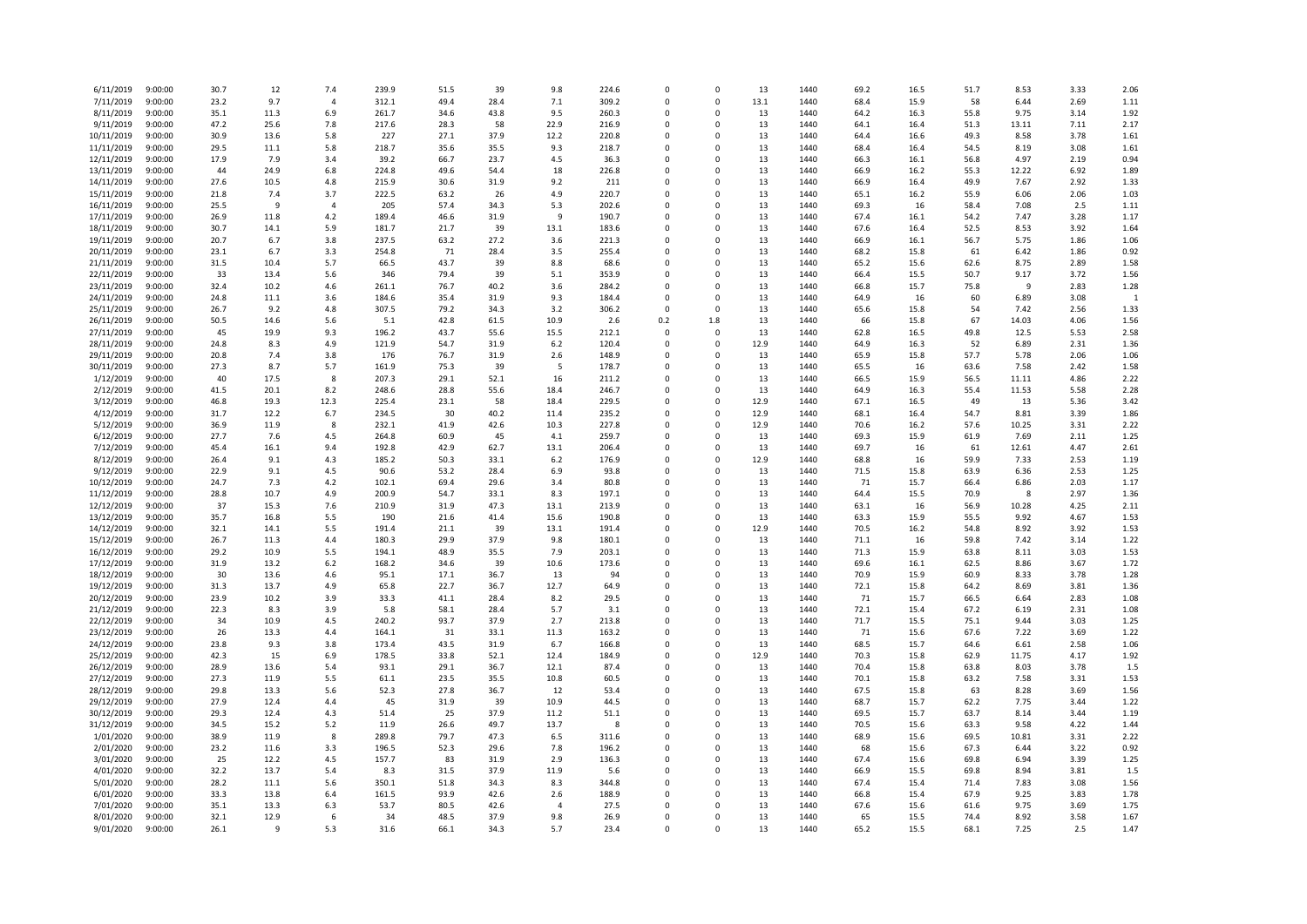| | | | | | | | | | | | | | | | | | | | |
|---|---|---|---|---|---|---|---|---|---|---|---|---|---|---|---|---|---|---|---|
| 6/11/2019 | 9:00:00 | 30.7 | 12 | 7.4 | 239.9 | 51.5 | 39 | 9.8 | 224.6 | 0 | 0 | 13 | 1440 | 69.2 | 16.5 | 51.7 | 8.53 | 3.33 | 2.06 |
| 7/11/2019 | 9:00:00 | 23.2 | 9.7 | 4 | 312.1 | 49.4 | 28.4 | 7.1 | 309.2 | 0 | 0 | 13.1 | 1440 | 68.4 | 15.9 | 58 | 6.44 | 2.69 | 1.11 |
| 8/11/2019 | 9:00:00 | 35.1 | 11.3 | 6.9 | 261.7 | 34.6 | 43.8 | 9.5 | 260.3 | 0 | 0 | 13 | 1440 | 64.2 | 16.3 | 55.8 | 9.75 | 3.14 | 1.92 |
| 9/11/2019 | 9:00:00 | 47.2 | 25.6 | 7.8 | 217.6 | 28.3 | 58 | 22.9 | 216.9 | 0 | 0 | 13 | 1440 | 64.1 | 16.4 | 51.3 | 13.11 | 7.11 | 2.17 |
| 10/11/2019 | 9:00:00 | 30.9 | 13.6 | 5.8 | 227 | 27.1 | 37.9 | 12.2 | 220.8 | 0 | 0 | 13 | 1440 | 64.4 | 16.6 | 49.3 | 8.58 | 3.78 | 1.61 |
| 11/11/2019 | 9:00:00 | 29.5 | 11.1 | 5.8 | 218.7 | 35.6 | 35.5 | 9.3 | 218.7 | 0 | 0 | 13 | 1440 | 68.4 | 16.4 | 54.5 | 8.19 | 3.08 | 1.61 |
| 12/11/2019 | 9:00:00 | 17.9 | 7.9 | 3.4 | 39.2 | 66.7 | 23.7 | 4.5 | 36.3 | 0 | 0 | 13 | 1440 | 66.3 | 16.1 | 56.8 | 4.97 | 2.19 | 0.94 |
| 13/11/2019 | 9:00:00 | 44 | 24.9 | 6.8 | 224.8 | 49.6 | 54.4 | 18 | 226.8 | 0 | 0 | 13 | 1440 | 66.9 | 16.2 | 55.3 | 12.22 | 6.92 | 1.89 |
| 14/11/2019 | 9:00:00 | 27.6 | 10.5 | 4.8 | 215.9 | 30.6 | 31.9 | 9.2 | 211 | 0 | 0 | 13 | 1440 | 66.9 | 16.4 | 49.9 | 7.67 | 2.92 | 1.33 |
| 15/11/2019 | 9:00:00 | 21.8 | 7.4 | 3.7 | 222.5 | 63.2 | 26 | 4.9 | 220.7 | 0 | 0 | 13 | 1440 | 65.1 | 16.2 | 55.9 | 6.06 | 2.06 | 1.03 |
| 16/11/2019 | 9:00:00 | 25.5 | 9 | 4 | 205 | 57.4 | 34.3 | 5.3 | 202.6 | 0 | 0 | 13 | 1440 | 69.3 | 16 | 58.4 | 7.08 | 2.5 | 1.11 |
| 17/11/2019 | 9:00:00 | 26.9 | 11.8 | 4.2 | 189.4 | 46.6 | 31.9 | 9 | 190.7 | 0 | 0 | 13 | 1440 | 67.4 | 16.1 | 54.2 | 7.47 | 3.28 | 1.17 |
| 18/11/2019 | 9:00:00 | 30.7 | 14.1 | 5.9 | 181.7 | 21.7 | 39 | 13.1 | 183.6 | 0 | 0 | 13 | 1440 | 67.6 | 16.4 | 52.5 | 8.53 | 3.92 | 1.64 |
| 19/11/2019 | 9:00:00 | 20.7 | 6.7 | 3.8 | 237.5 | 63.2 | 27.2 | 3.6 | 221.3 | 0 | 0 | 13 | 1440 | 66.9 | 16.1 | 56.7 | 5.75 | 1.86 | 1.06 |
| 20/11/2019 | 9:00:00 | 23.1 | 6.7 | 3.3 | 254.8 | 71 | 28.4 | 3.5 | 255.4 | 0 | 0 | 13 | 1440 | 68.2 | 15.8 | 61 | 6.42 | 1.86 | 0.92 |
| 21/11/2019 | 9:00:00 | 31.5 | 10.4 | 5.7 | 66.5 | 43.7 | 39 | 8.8 | 68.6 | 0 | 0 | 13 | 1440 | 65.2 | 15.6 | 62.6 | 8.75 | 2.89 | 1.58 |
| 22/11/2019 | 9:00:00 | 33 | 13.4 | 5.6 | 346 | 79.4 | 39 | 5.1 | 353.9 | 0 | 0 | 13 | 1440 | 66.4 | 15.5 | 50.7 | 9.17 | 3.72 | 1.56 |
| 23/11/2019 | 9:00:00 | 32.4 | 10.2 | 4.6 | 261.1 | 76.7 | 40.2 | 3.6 | 284.2 | 0 | 0 | 13 | 1440 | 66.8 | 15.7 | 75.8 | 9 | 2.83 | 1.28 |
| 24/11/2019 | 9:00:00 | 24.8 | 11.1 | 3.6 | 184.6 | 35.4 | 31.9 | 9.3 | 184.4 | 0 | 0 | 13 | 1440 | 64.9 | 16 | 60 | 6.89 | 3.08 | 1 |
| 25/11/2019 | 9:00:00 | 26.7 | 9.2 | 4.8 | 307.5 | 79.2 | 34.3 | 3.2 | 306.2 | 0 | 0 | 13 | 1440 | 65.6 | 15.8 | 54 | 7.42 | 2.56 | 1.33 |
| 26/11/2019 | 9:00:00 | 50.5 | 14.6 | 5.6 | 5.1 | 42.8 | 61.5 | 10.9 | 2.6 | 0.2 | 1.8 | 13 | 1440 | 66 | 15.8 | 67 | 14.03 | 4.06 | 1.56 |
| 27/11/2019 | 9:00:00 | 45 | 19.9 | 9.3 | 196.2 | 43.7 | 55.6 | 15.5 | 212.1 | 0 | 0 | 13 | 1440 | 62.8 | 16.5 | 49.8 | 12.5 | 5.53 | 2.58 |
| 28/11/2019 | 9:00:00 | 24.8 | 8.3 | 4.9 | 121.9 | 54.7 | 31.9 | 6.2 | 120.4 | 0 | 0 | 12.9 | 1440 | 64.9 | 16.3 | 52 | 6.89 | 2.31 | 1.36 |
| 29/11/2019 | 9:00:00 | 20.8 | 7.4 | 3.8 | 176 | 76.7 | 31.9 | 2.6 | 148.9 | 0 | 0 | 13 | 1440 | 65.9 | 15.8 | 57.7 | 5.78 | 2.06 | 1.06 |
| 30/11/2019 | 9:00:00 | 27.3 | 8.7 | 5.7 | 161.9 | 75.3 | 39 | 5 | 178.7 | 0 | 0 | 13 | 1440 | 65.5 | 16 | 63.6 | 7.58 | 2.42 | 1.58 |
| 1/12/2019 | 9:00:00 | 40 | 17.5 | 8 | 207.3 | 29.1 | 52.1 | 16 | 211.2 | 0 | 0 | 13 | 1440 | 66.5 | 15.9 | 56.5 | 11.11 | 4.86 | 2.22 |
| 2/12/2019 | 9:00:00 | 41.5 | 20.1 | 8.2 | 248.6 | 28.8 | 55.6 | 18.4 | 246.7 | 0 | 0 | 13 | 1440 | 64.9 | 16.3 | 55.4 | 11.53 | 5.58 | 2.28 |
| 3/12/2019 | 9:00:00 | 46.8 | 19.3 | 12.3 | 225.4 | 23.1 | 58 | 18.4 | 229.5 | 0 | 0 | 12.9 | 1440 | 67.1 | 16.5 | 49 | 13 | 5.36 | 3.42 |
| 4/12/2019 | 9:00:00 | 31.7 | 12.2 | 6.7 | 234.5 | 30 | 40.2 | 11.4 | 235.2 | 0 | 0 | 12.9 | 1440 | 68.1 | 16.4 | 54.7 | 8.81 | 3.39 | 1.86 |
| 5/12/2019 | 9:00:00 | 36.9 | 11.9 | 8 | 232.1 | 41.9 | 42.6 | 10.3 | 227.8 | 0 | 0 | 12.9 | 1440 | 70.6 | 16.2 | 57.6 | 10.25 | 3.31 | 2.22 |
| 6/12/2019 | 9:00:00 | 27.7 | 7.6 | 4.5 | 264.8 | 60.9 | 45 | 4.1 | 259.7 | 0 | 0 | 13 | 1440 | 69.3 | 15.9 | 61.9 | 7.69 | 2.11 | 1.25 |
| 7/12/2019 | 9:00:00 | 45.4 | 16.1 | 9.4 | 192.8 | 42.9 | 62.7 | 13.1 | 206.4 | 0 | 0 | 13 | 1440 | 69.7 | 16 | 61 | 12.61 | 4.47 | 2.61 |
| 8/12/2019 | 9:00:00 | 26.4 | 9.1 | 4.3 | 185.2 | 50.3 | 33.1 | 6.2 | 176.9 | 0 | 0 | 12.9 | 1440 | 68.8 | 16 | 59.9 | 7.33 | 2.53 | 1.19 |
| 9/12/2019 | 9:00:00 | 22.9 | 9.1 | 4.5 | 90.6 | 53.2 | 28.4 | 6.9 | 93.8 | 0 | 0 | 13 | 1440 | 71.5 | 15.8 | 63.9 | 6.36 | 2.53 | 1.25 |
| 10/12/2019 | 9:00:00 | 24.7 | 7.3 | 4.2 | 102.1 | 69.4 | 29.6 | 3.4 | 80.8 | 0 | 0 | 13 | 1440 | 71 | 15.7 | 66.4 | 6.86 | 2.03 | 1.17 |
| 11/12/2019 | 9:00:00 | 28.8 | 10.7 | 4.9 | 200.9 | 54.7 | 33.1 | 8.3 | 197.1 | 0 | 0 | 13 | 1440 | 64.4 | 15.5 | 70.9 | 8 | 2.97 | 1.36 |
| 12/12/2019 | 9:00:00 | 37 | 15.3 | 7.6 | 210.9 | 31.9 | 47.3 | 13.1 | 213.9 | 0 | 0 | 13 | 1440 | 63.1 | 16 | 56.9 | 10.28 | 4.25 | 2.11 |
| 13/12/2019 | 9:00:00 | 35.7 | 16.8 | 5.5 | 190 | 21.6 | 41.4 | 15.6 | 190.8 | 0 | 0 | 13 | 1440 | 63.3 | 15.9 | 55.5 | 9.92 | 4.67 | 1.53 |
| 14/12/2019 | 9:00:00 | 32.1 | 14.1 | 5.5 | 191.4 | 21.1 | 39 | 13.1 | 191.4 | 0 | 0 | 12.9 | 1440 | 70.5 | 16.2 | 54.8 | 8.92 | 3.92 | 1.53 |
| 15/12/2019 | 9:00:00 | 26.7 | 11.3 | 4.4 | 180.3 | 29.9 | 37.9 | 9.8 | 180.1 | 0 | 0 | 13 | 1440 | 71.1 | 16 | 59.8 | 7.42 | 3.14 | 1.22 |
| 16/12/2019 | 9:00:00 | 29.2 | 10.9 | 5.5 | 194.1 | 48.9 | 35.5 | 7.9 | 203.1 | 0 | 0 | 13 | 1440 | 71.3 | 15.9 | 63.8 | 8.11 | 3.03 | 1.53 |
| 17/12/2019 | 9:00:00 | 31.9 | 13.2 | 6.2 | 168.2 | 34.6 | 39 | 10.6 | 173.6 | 0 | 0 | 13 | 1440 | 69.6 | 16.1 | 62.5 | 8.86 | 3.67 | 1.72 |
| 18/12/2019 | 9:00:00 | 30 | 13.6 | 4.6 | 95.1 | 17.1 | 36.7 | 13 | 94 | 0 | 0 | 13 | 1440 | 70.9 | 15.9 | 60.9 | 8.33 | 3.78 | 1.28 |
| 19/12/2019 | 9:00:00 | 31.3 | 13.7 | 4.9 | 65.8 | 22.7 | 36.7 | 12.7 | 64.9 | 0 | 0 | 13 | 1440 | 72.1 | 15.8 | 64.2 | 8.69 | 3.81 | 1.36 |
| 20/12/2019 | 9:00:00 | 23.9 | 10.2 | 3.9 | 33.3 | 41.1 | 28.4 | 8.2 | 29.5 | 0 | 0 | 13 | 1440 | 71 | 15.7 | 66.5 | 6.64 | 2.83 | 1.08 |
| 21/12/2019 | 9:00:00 | 22.3 | 8.3 | 3.9 | 5.8 | 58.1 | 28.4 | 5.7 | 3.1 | 0 | 0 | 13 | 1440 | 72.1 | 15.4 | 67.2 | 6.19 | 2.31 | 1.08 |
| 22/12/2019 | 9:00:00 | 34 | 10.9 | 4.5 | 240.2 | 93.7 | 37.9 | 2.7 | 213.8 | 0 | 0 | 13 | 1440 | 71.7 | 15.5 | 75.1 | 9.44 | 3.03 | 1.25 |
| 23/12/2019 | 9:00:00 | 26 | 13.3 | 4.4 | 164.1 | 31 | 33.1 | 11.3 | 163.2 | 0 | 0 | 13 | 1440 | 71 | 15.6 | 67.6 | 7.22 | 3.69 | 1.22 |
| 24/12/2019 | 9:00:00 | 23.8 | 9.3 | 3.8 | 173.4 | 43.5 | 31.9 | 6.7 | 166.8 | 0 | 0 | 13 | 1440 | 68.5 | 15.7 | 64.6 | 6.61 | 2.58 | 1.06 |
| 25/12/2019 | 9:00:00 | 42.3 | 15 | 6.9 | 178.5 | 33.8 | 52.1 | 12.4 | 184.9 | 0 | 0 | 12.9 | 1440 | 70.3 | 15.8 | 62.9 | 11.75 | 4.17 | 1.92 |
| 26/12/2019 | 9:00:00 | 28.9 | 13.6 | 5.4 | 93.1 | 29.1 | 36.7 | 12.1 | 87.4 | 0 | 0 | 13 | 1440 | 70.4 | 15.8 | 63.8 | 8.03 | 3.78 | 1.5 |
| 27/12/2019 | 9:00:00 | 27.3 | 11.9 | 5.5 | 61.1 | 23.5 | 35.5 | 10.8 | 60.5 | 0 | 0 | 13 | 1440 | 70.1 | 15.8 | 63.2 | 7.58 | 3.31 | 1.53 |
| 28/12/2019 | 9:00:00 | 29.8 | 13.3 | 5.6 | 52.3 | 27.8 | 36.7 | 12 | 53.4 | 0 | 0 | 13 | 1440 | 67.5 | 15.8 | 63 | 8.28 | 3.69 | 1.56 |
| 29/12/2019 | 9:00:00 | 27.9 | 12.4 | 4.4 | 45 | 31.9 | 39 | 10.9 | 44.5 | 0 | 0 | 13 | 1440 | 68.7 | 15.7 | 62.2 | 7.75 | 3.44 | 1.22 |
| 30/12/2019 | 9:00:00 | 29.3 | 12.4 | 4.3 | 51.4 | 25 | 37.9 | 11.2 | 51.1 | 0 | 0 | 13 | 1440 | 69.5 | 15.7 | 63.7 | 8.14 | 3.44 | 1.19 |
| 31/12/2019 | 9:00:00 | 34.5 | 15.2 | 5.2 | 11.9 | 26.6 | 49.7 | 13.7 | 8 | 0 | 0 | 13 | 1440 | 70.5 | 15.6 | 63.3 | 9.58 | 4.22 | 1.44 |
| 1/01/2020 | 9:00:00 | 38.9 | 11.9 | 8 | 289.8 | 79.7 | 47.3 | 6.5 | 311.6 | 0 | 0 | 13 | 1440 | 68.9 | 15.6 | 69.5 | 10.81 | 3.31 | 2.22 |
| 2/01/2020 | 9:00:00 | 23.2 | 11.6 | 3.3 | 196.5 | 52.3 | 29.6 | 7.8 | 196.2 | 0 | 0 | 13 | 1440 | 68 | 15.6 | 67.3 | 6.44 | 3.22 | 0.92 |
| 3/01/2020 | 9:00:00 | 25 | 12.2 | 4.5 | 157.7 | 83 | 31.9 | 2.9 | 136.3 | 0 | 0 | 13 | 1440 | 67.4 | 15.6 | 69.8 | 6.94 | 3.39 | 1.25 |
| 4/01/2020 | 9:00:00 | 32.2 | 13.7 | 5.4 | 8.3 | 31.5 | 37.9 | 11.9 | 5.6 | 0 | 0 | 13 | 1440 | 66.9 | 15.5 | 69.8 | 8.94 | 3.81 | 1.5 |
| 5/01/2020 | 9:00:00 | 28.2 | 11.1 | 5.6 | 350.1 | 51.8 | 34.3 | 8.3 | 344.8 | 0 | 0 | 13 | 1440 | 67.4 | 15.4 | 71.4 | 7.83 | 3.08 | 1.56 |
| 6/01/2020 | 9:00:00 | 33.3 | 13.8 | 6.4 | 161.5 | 93.9 | 42.6 | 2.6 | 188.9 | 0 | 0 | 13 | 1440 | 66.8 | 15.4 | 67.9 | 9.25 | 3.83 | 1.78 |
| 7/01/2020 | 9:00:00 | 35.1 | 13.3 | 6.3 | 53.7 | 80.5 | 42.6 | 4 | 27.5 | 0 | 0 | 13 | 1440 | 67.6 | 15.6 | 61.6 | 9.75 | 3.69 | 1.75 |
| 8/01/2020 | 9:00:00 | 32.1 | 12.9 | 6 | 34 | 48.5 | 37.9 | 9.8 | 26.9 | 0 | 0 | 13 | 1440 | 65 | 15.5 | 74.4 | 8.92 | 3.58 | 1.67 |
| 9/01/2020 | 9:00:00 | 26.1 | 9 | 5.3 | 31.6 | 66.1 | 34.3 | 5.7 | 23.4 | 0 | 0 | 13 | 1440 | 65.2 | 15.5 | 68.1 | 7.25 | 2.5 | 1.47 |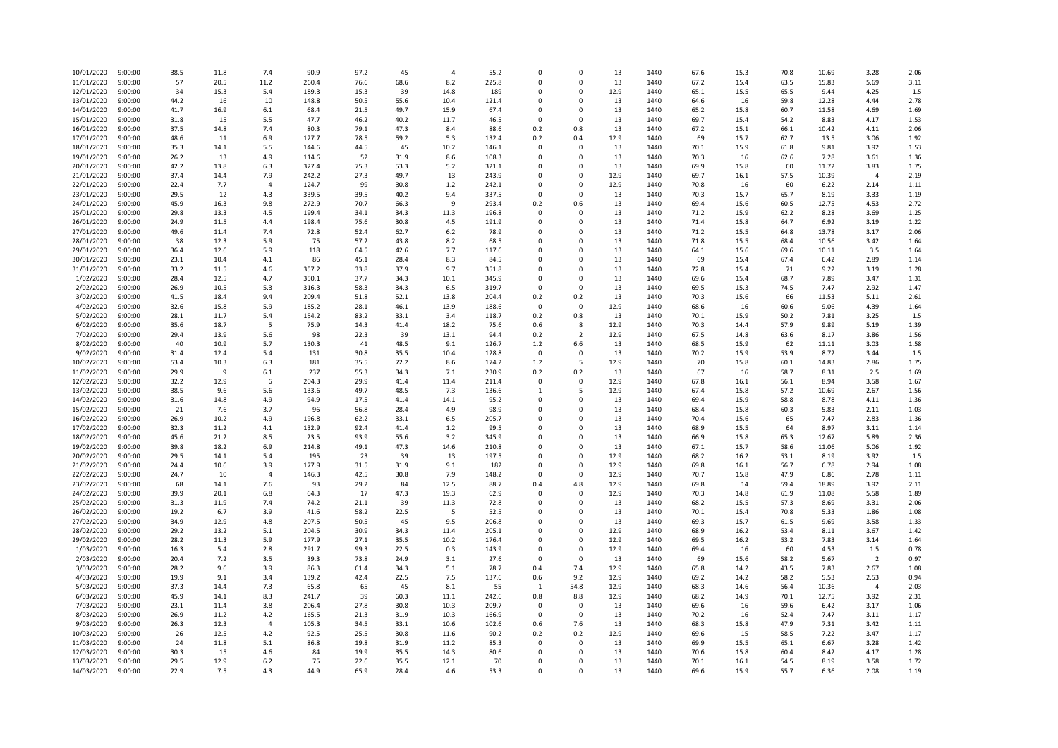| | | | | | | | | | | | | | | | | | | | |
|---|---|---|---|---|---|---|---|---|---|---|---|---|---|---|---|---|---|---|---|
| 10/01/2020 | 9:00:00 | 38.5 | 11.8 | 7.4 | 90.9 | 97.2 | 45 | 4 | 55.2 | 0 | 0 | 13 | 1440 | 67.6 | 15.3 | 70.8 | 10.69 | 3.28 | 2.06 |
| 11/01/2020 | 9:00:00 | 57 | 20.5 | 11.2 | 260.4 | 76.6 | 68.6 | 8.2 | 225.8 | 0 | 0 | 13 | 1440 | 67.2 | 15.4 | 63.5 | 15.83 | 5.69 | 3.11 |
| 12/01/2020 | 9:00:00 | 34 | 15.3 | 5.4 | 189.3 | 15.3 | 39 | 14.8 | 189 | 0 | 0 | 12.9 | 1440 | 65.1 | 15.5 | 65.5 | 9.44 | 4.25 | 1.5 |
| 13/01/2020 | 9:00:00 | 44.2 | 16 | 10 | 148.8 | 50.5 | 55.6 | 10.4 | 121.4 | 0 | 0 | 13 | 1440 | 64.6 | 16 | 59.8 | 12.28 | 4.44 | 2.78 |
| 14/01/2020 | 9:00:00 | 41.7 | 16.9 | 6.1 | 68.4 | 21.5 | 49.7 | 15.9 | 67.4 | 0 | 0 | 13 | 1440 | 65.2 | 15.8 | 60.7 | 11.58 | 4.69 | 1.69 |
| 15/01/2020 | 9:00:00 | 31.8 | 15 | 5.5 | 47.7 | 46.2 | 40.2 | 11.7 | 46.5 | 0 | 0 | 13 | 1440 | 69.7 | 15.4 | 54.2 | 8.83 | 4.17 | 1.53 |
| 16/01/2020 | 9:00:00 | 37.5 | 14.8 | 7.4 | 80.3 | 79.1 | 47.3 | 8.4 | 88.6 | 0.2 | 0.8 | 13 | 1440 | 67.2 | 15.1 | 66.1 | 10.42 | 4.11 | 2.06 |
| 17/01/2020 | 9:00:00 | 48.6 | 11 | 6.9 | 127.7 | 78.5 | 59.2 | 5.3 | 132.4 | 0.2 | 0.4 | 12.9 | 1440 | 69 | 15.7 | 62.7 | 13.5 | 3.06 | 1.92 |
| 18/01/2020 | 9:00:00 | 35.3 | 14.1 | 5.5 | 144.6 | 44.5 | 45 | 10.2 | 146.1 | 0 | 0 | 13 | 1440 | 70.1 | 15.9 | 61.8 | 9.81 | 3.92 | 1.53 |
| 19/01/2020 | 9:00:00 | 26.2 | 13 | 4.9 | 114.6 | 52 | 31.9 | 8.6 | 108.3 | 0 | 0 | 13 | 1440 | 70.3 | 16 | 62.6 | 7.28 | 3.61 | 1.36 |
| 20/01/2020 | 9:00:00 | 42.2 | 13.8 | 6.3 | 327.4 | 75.3 | 53.3 | 5.2 | 321.1 | 0 | 0 | 13 | 1440 | 69.9 | 15.8 | 60 | 11.72 | 3.83 | 1.75 |
| 21/01/2020 | 9:00:00 | 37.4 | 14.4 | 7.9 | 242.2 | 27.3 | 49.7 | 13 | 243.9 | 0 | 0 | 12.9 | 1440 | 69.7 | 16.1 | 57.5 | 10.39 | 4 | 2.19 |
| 22/01/2020 | 9:00:00 | 22.4 | 7.7 | 4 | 124.7 | 99 | 30.8 | 1.2 | 242.1 | 0 | 0 | 12.9 | 1440 | 70.8 | 16 | 60 | 6.22 | 2.14 | 1.11 |
| 23/01/2020 | 9:00:00 | 29.5 | 12 | 4.3 | 339.5 | 39.5 | 40.2 | 9.4 | 337.5 | 0 | 0 | 13 | 1440 | 70.3 | 15.7 | 65.7 | 8.19 | 3.33 | 1.19 |
| 24/01/2020 | 9:00:00 | 45.9 | 16.3 | 9.8 | 272.9 | 70.7 | 66.3 | 9 | 293.4 | 0.2 | 0.6 | 13 | 1440 | 69.4 | 15.6 | 60.5 | 12.75 | 4.53 | 2.72 |
| 25/01/2020 | 9:00:00 | 29.8 | 13.3 | 4.5 | 199.4 | 34.1 | 34.3 | 11.3 | 196.8 | 0 | 0 | 13 | 1440 | 71.2 | 15.9 | 62.2 | 8.28 | 3.69 | 1.25 |
| 26/01/2020 | 9:00:00 | 24.9 | 11.5 | 4.4 | 198.4 | 75.6 | 30.8 | 4.5 | 191.9 | 0 | 0 | 13 | 1440 | 71.4 | 15.8 | 64.7 | 6.92 | 3.19 | 1.22 |
| 27/01/2020 | 9:00:00 | 49.6 | 11.4 | 7.4 | 72.8 | 52.4 | 62.7 | 6.2 | 78.9 | 0 | 0 | 13 | 1440 | 71.2 | 15.5 | 64.8 | 13.78 | 3.17 | 2.06 |
| 28/01/2020 | 9:00:00 | 38 | 12.3 | 5.9 | 75 | 57.2 | 43.8 | 8.2 | 68.5 | 0 | 0 | 13 | 1440 | 71.8 | 15.5 | 68.4 | 10.56 | 3.42 | 1.64 |
| 29/01/2020 | 9:00:00 | 36.4 | 12.6 | 5.9 | 118 | 64.5 | 42.6 | 7.7 | 117.6 | 0 | 0 | 13 | 1440 | 64.1 | 15.6 | 69.6 | 10.11 | 3.5 | 1.64 |
| 30/01/2020 | 9:00:00 | 23.1 | 10.4 | 4.1 | 86 | 45.1 | 28.4 | 8.3 | 84.5 | 0 | 0 | 13 | 1440 | 69 | 15.4 | 67.4 | 6.42 | 2.89 | 1.14 |
| 31/01/2020 | 9:00:00 | 33.2 | 11.5 | 4.6 | 357.2 | 33.8 | 37.9 | 9.7 | 351.8 | 0 | 0 | 13 | 1440 | 72.8 | 15.4 | 71 | 9.22 | 3.19 | 1.28 |
| 1/02/2020 | 9:00:00 | 28.4 | 12.5 | 4.7 | 350.1 | 37.7 | 34.3 | 10.1 | 345.9 | 0 | 0 | 13 | 1440 | 69.6 | 15.4 | 68.7 | 7.89 | 3.47 | 1.31 |
| 2/02/2020 | 9:00:00 | 26.9 | 10.5 | 5.3 | 316.3 | 58.3 | 34.3 | 6.5 | 319.7 | 0 | 0 | 13 | 1440 | 69.5 | 15.3 | 74.5 | 7.47 | 2.92 | 1.47 |
| 3/02/2020 | 9:00:00 | 41.5 | 18.4 | 9.4 | 209.4 | 51.8 | 52.1 | 13.8 | 204.4 | 0.2 | 0.2 | 13 | 1440 | 70.3 | 15.6 | 66 | 11.53 | 5.11 | 2.61 |
| 4/02/2020 | 9:00:00 | 32.6 | 15.8 | 5.9 | 185.2 | 28.1 | 46.1 | 13.9 | 188.6 | 0 | 0 | 12.9 | 1440 | 68.6 | 16 | 60.6 | 9.06 | 4.39 | 1.64 |
| 5/02/2020 | 9:00:00 | 28.1 | 11.7 | 5.4 | 154.2 | 83.2 | 33.1 | 3.4 | 118.7 | 0.2 | 0.8 | 13 | 1440 | 70.1 | 15.9 | 50.2 | 7.81 | 3.25 | 1.5 |
| 6/02/2020 | 9:00:00 | 35.6 | 18.7 | 5 | 75.9 | 14.3 | 41.4 | 18.2 | 75.6 | 0.6 | 8 | 12.9 | 1440 | 70.3 | 14.4 | 57.9 | 9.89 | 5.19 | 1.39 |
| 7/02/2020 | 9:00:00 | 29.4 | 13.9 | 5.6 | 98 | 22.3 | 39 | 13.1 | 94.4 | 0.2 | 2 | 12.9 | 1440 | 67.5 | 14.8 | 63.6 | 8.17 | 3.86 | 1.56 |
| 8/02/2020 | 9:00:00 | 40 | 10.9 | 5.7 | 130.3 | 41 | 48.5 | 9.1 | 126.7 | 1.2 | 6.6 | 13 | 1440 | 68.5 | 15.9 | 62 | 11.11 | 3.03 | 1.58 |
| 9/02/2020 | 9:00:00 | 31.4 | 12.4 | 5.4 | 131 | 30.8 | 35.5 | 10.4 | 128.8 | 0 | 0 | 13 | 1440 | 70.2 | 15.9 | 53.9 | 8.72 | 3.44 | 1.5 |
| 10/02/2020 | 9:00:00 | 53.4 | 10.3 | 6.3 | 181 | 35.5 | 72.2 | 8.6 | 174.2 | 1.2 | 5 | 12.9 | 1440 | 70 | 15.8 | 60.1 | 14.83 | 2.86 | 1.75 |
| 11/02/2020 | 9:00:00 | 29.9 | 9 | 6.1 | 237 | 55.3 | 34.3 | 7.1 | 230.9 | 0.2 | 0.2 | 13 | 1440 | 67 | 16 | 58.7 | 8.31 | 2.5 | 1.69 |
| 12/02/2020 | 9:00:00 | 32.2 | 12.9 | 6 | 204.3 | 29.9 | 41.4 | 11.4 | 211.4 | 0 | 0 | 12.9 | 1440 | 67.8 | 16.1 | 56.1 | 8.94 | 3.58 | 1.67 |
| 13/02/2020 | 9:00:00 | 38.5 | 9.6 | 5.6 | 133.6 | 49.7 | 48.5 | 7.3 | 136.6 | 1 | 5 | 12.9 | 1440 | 67.4 | 15.8 | 57.2 | 10.69 | 2.67 | 1.56 |
| 14/02/2020 | 9:00:00 | 31.6 | 14.8 | 4.9 | 94.9 | 17.5 | 41.4 | 14.1 | 95.2 | 0 | 0 | 13 | 1440 | 69.4 | 15.9 | 58.8 | 8.78 | 4.11 | 1.36 |
| 15/02/2020 | 9:00:00 | 21 | 7.6 | 3.7 | 96 | 56.8 | 28.4 | 4.9 | 98.9 | 0 | 0 | 13 | 1440 | 68.4 | 15.8 | 60.3 | 5.83 | 2.11 | 1.03 |
| 16/02/2020 | 9:00:00 | 26.9 | 10.2 | 4.9 | 196.8 | 62.2 | 33.1 | 6.5 | 205.7 | 0 | 0 | 13 | 1440 | 70.4 | 15.6 | 65 | 7.47 | 2.83 | 1.36 |
| 17/02/2020 | 9:00:00 | 32.3 | 11.2 | 4.1 | 132.9 | 92.4 | 41.4 | 1.2 | 99.5 | 0 | 0 | 13 | 1440 | 68.9 | 15.5 | 64 | 8.97 | 3.11 | 1.14 |
| 18/02/2020 | 9:00:00 | 45.6 | 21.2 | 8.5 | 23.5 | 93.9 | 55.6 | 3.2 | 345.9 | 0 | 0 | 13 | 1440 | 66.9 | 15.8 | 65.3 | 12.67 | 5.89 | 2.36 |
| 19/02/2020 | 9:00:00 | 39.8 | 18.2 | 6.9 | 214.8 | 49.1 | 47.3 | 14.6 | 210.8 | 0 | 0 | 13 | 1440 | 67.1 | 15.7 | 58.6 | 11.06 | 5.06 | 1.92 |
| 20/02/2020 | 9:00:00 | 29.5 | 14.1 | 5.4 | 195 | 23 | 39 | 13 | 197.5 | 0 | 0 | 12.9 | 1440 | 68.2 | 16.2 | 53.1 | 8.19 | 3.92 | 1.5 |
| 21/02/2020 | 9:00:00 | 24.4 | 10.6 | 3.9 | 177.9 | 31.5 | 31.9 | 9.1 | 182 | 0 | 0 | 12.9 | 1440 | 69.8 | 16.1 | 56.7 | 6.78 | 2.94 | 1.08 |
| 22/02/2020 | 9:00:00 | 24.7 | 10 | 4 | 146.3 | 42.5 | 30.8 | 7.9 | 148.2 | 0 | 0 | 12.9 | 1440 | 70.7 | 15.8 | 47.9 | 6.86 | 2.78 | 1.11 |
| 23/02/2020 | 9:00:00 | 68 | 14.1 | 7.6 | 93 | 29.2 | 84 | 12.5 | 88.7 | 0.4 | 4.8 | 12.9 | 1440 | 69.8 | 14 | 59.4 | 18.89 | 3.92 | 2.11 |
| 24/02/2020 | 9:00:00 | 39.9 | 20.1 | 6.8 | 64.3 | 17 | 47.3 | 19.3 | 62.9 | 0 | 0 | 12.9 | 1440 | 70.3 | 14.8 | 61.9 | 11.08 | 5.58 | 1.89 |
| 25/02/2020 | 9:00:00 | 31.3 | 11.9 | 7.4 | 74.2 | 21.1 | 39 | 11.3 | 72.8 | 0 | 0 | 13 | 1440 | 68.2 | 15.5 | 57.3 | 8.69 | 3.31 | 2.06 |
| 26/02/2020 | 9:00:00 | 19.2 | 6.7 | 3.9 | 41.6 | 58.2 | 22.5 | 5 | 52.5 | 0 | 0 | 13 | 1440 | 70.1 | 15.4 | 70.8 | 5.33 | 1.86 | 1.08 |
| 27/02/2020 | 9:00:00 | 34.9 | 12.9 | 4.8 | 207.5 | 50.5 | 45 | 9.5 | 206.8 | 0 | 0 | 13 | 1440 | 69.3 | 15.7 | 61.5 | 9.69 | 3.58 | 1.33 |
| 28/02/2020 | 9:00:00 | 29.2 | 13.2 | 5.1 | 204.5 | 30.9 | 34.3 | 11.4 | 205.1 | 0 | 0 | 12.9 | 1440 | 68.9 | 16.2 | 53.4 | 8.11 | 3.67 | 1.42 |
| 29/02/2020 | 9:00:00 | 28.2 | 11.3 | 5.9 | 177.9 | 27.1 | 35.5 | 10.2 | 176.4 | 0 | 0 | 12.9 | 1440 | 69.5 | 16.2 | 53.2 | 7.83 | 3.14 | 1.64 |
| 1/03/2020 | 9:00:00 | 16.3 | 5.4 | 2.8 | 291.7 | 99.3 | 22.5 | 0.3 | 143.9 | 0 | 0 | 12.9 | 1440 | 69.4 | 16 | 60 | 4.53 | 1.5 | 0.78 |
| 2/03/2020 | 9:00:00 | 20.4 | 7.2 | 3.5 | 39.3 | 73.8 | 24.9 | 3.1 | 27.6 | 0 | 0 | 13 | 1440 | 69 | 15.6 | 58.2 | 5.67 | 2 | 0.97 |
| 3/03/2020 | 9:00:00 | 28.2 | 9.6 | 3.9 | 86.3 | 61.4 | 34.3 | 5.1 | 78.7 | 0.4 | 7.4 | 12.9 | 1440 | 65.8 | 14.2 | 43.5 | 7.83 | 2.67 | 1.08 |
| 4/03/2020 | 9:00:00 | 19.9 | 9.1 | 3.4 | 139.2 | 42.4 | 22.5 | 7.5 | 137.6 | 0.6 | 9.2 | 12.9 | 1440 | 69.2 | 14.2 | 58.2 | 5.53 | 2.53 | 0.94 |
| 5/03/2020 | 9:00:00 | 37.3 | 14.4 | 7.3 | 65.8 | 65 | 45 | 8.1 | 55 | 1 | 54.8 | 12.9 | 1440 | 68.3 | 14.6 | 56.4 | 10.36 | 4 | 2.03 |
| 6/03/2020 | 9:00:00 | 45.9 | 14.1 | 8.3 | 241.7 | 39 | 60.3 | 11.1 | 242.6 | 0.8 | 8.8 | 12.9 | 1440 | 68.2 | 14.9 | 70.1 | 12.75 | 3.92 | 2.31 |
| 7/03/2020 | 9:00:00 | 23.1 | 11.4 | 3.8 | 206.4 | 27.8 | 30.8 | 10.3 | 209.7 | 0 | 0 | 13 | 1440 | 69.6 | 16 | 59.6 | 6.42 | 3.17 | 1.06 |
| 8/03/2020 | 9:00:00 | 26.9 | 11.2 | 4.2 | 165.5 | 21.3 | 31.9 | 10.3 | 166.9 | 0 | 0 | 13 | 1440 | 70.2 | 16 | 52.4 | 7.47 | 3.11 | 1.17 |
| 9/03/2020 | 9:00:00 | 26.3 | 12.3 | 4 | 105.3 | 34.5 | 33.1 | 10.6 | 102.6 | 0.6 | 7.6 | 13 | 1440 | 68.3 | 15.8 | 47.9 | 7.31 | 3.42 | 1.11 |
| 10/03/2020 | 9:00:00 | 26 | 12.5 | 4.2 | 92.5 | 25.5 | 30.8 | 11.6 | 90.2 | 0.2 | 0.2 | 12.9 | 1440 | 69.6 | 15 | 58.5 | 7.22 | 3.47 | 1.17 |
| 11/03/2020 | 9:00:00 | 24 | 11.8 | 5.1 | 86.8 | 19.8 | 31.9 | 11.2 | 85.3 | 0 | 0 | 13 | 1440 | 69.9 | 15.5 | 65.1 | 6.67 | 3.28 | 1.42 |
| 12/03/2020 | 9:00:00 | 30.3 | 15 | 4.6 | 84 | 19.9 | 35.5 | 14.3 | 80.6 | 0 | 0 | 13 | 1440 | 70.6 | 15.8 | 60.4 | 8.42 | 4.17 | 1.28 |
| 13/03/2020 | 9:00:00 | 29.5 | 12.9 | 6.2 | 75 | 22.6 | 35.5 | 12.1 | 70 | 0 | 0 | 13 | 1440 | 70.1 | 16.1 | 54.5 | 8.19 | 3.58 | 1.72 |
| 14/03/2020 | 9:00:00 | 22.9 | 7.5 | 4.3 | 44.9 | 65.9 | 28.4 | 4.6 | 53.3 | 0 | 0 | 13 | 1440 | 69.6 | 15.9 | 55.7 | 6.36 | 2.08 | 1.19 |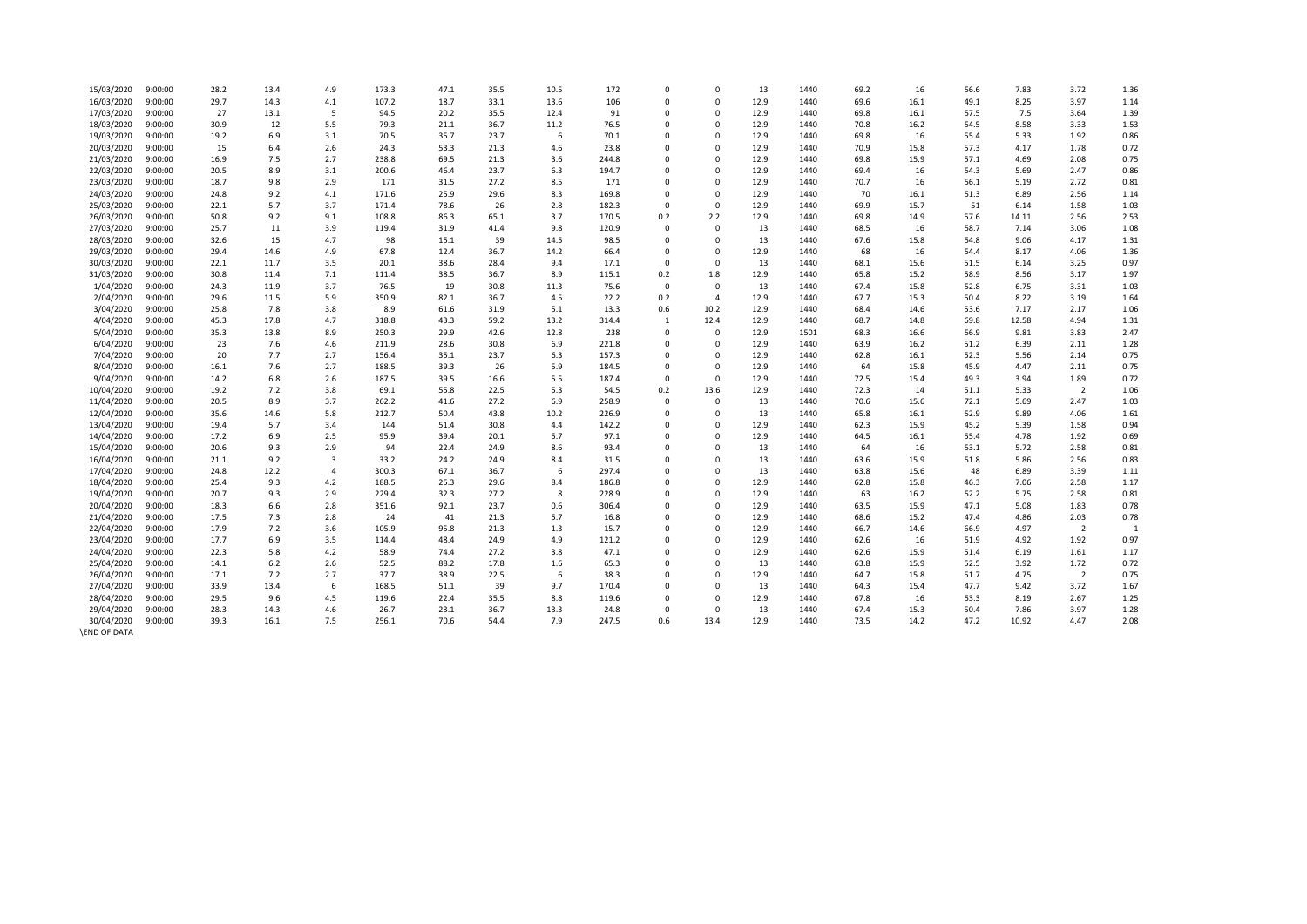| | | | | | | | | | | | | | | | | | | | | | |
|---|---|---|---|---|---|---|---|---|---|---|---|---|---|---|---|---|---|---|---|---|---|
| 15/03/2020 | 9:00:00 | 28.2 | 13.4 | 4.9 | 173.3 | 47.1 | 35.5 | 10.5 | 172 | 0 | 0 | 13 | 1440 | 69.2 | 16 | 56.6 | 7.83 | 3.72 | 1.36 |
| 16/03/2020 | 9:00:00 | 29.7 | 14.3 | 4.1 | 107.2 | 18.7 | 33.1 | 13.6 | 106 | 0 | 0 | 12.9 | 1440 | 69.6 | 16.1 | 49.1 | 8.25 | 3.97 | 1.14 |
| 17/03/2020 | 9:00:00 | 27 | 13.1 | 5 | 94.5 | 20.2 | 35.5 | 12.4 | 91 | 0 | 0 | 12.9 | 1440 | 69.8 | 16.1 | 57.5 | 7.5 | 3.64 | 1.39 |
| 18/03/2020 | 9:00:00 | 30.9 | 12 | 5.5 | 79.3 | 21.1 | 36.7 | 11.2 | 76.5 | 0 | 0 | 12.9 | 1440 | 70.8 | 16.2 | 54.5 | 8.58 | 3.33 | 1.53 |
| 19/03/2020 | 9:00:00 | 19.2 | 6.9 | 3.1 | 70.5 | 35.7 | 23.7 | 6 | 70.1 | 0 | 0 | 12.9 | 1440 | 69.8 | 16 | 55.4 | 5.33 | 1.92 | 0.86 |
| 20/03/2020 | 9:00:00 | 15 | 6.4 | 2.6 | 24.3 | 53.3 | 21.3 | 4.6 | 23.8 | 0 | 0 | 12.9 | 1440 | 70.9 | 15.8 | 57.3 | 4.17 | 1.78 | 0.72 |
| 21/03/2020 | 9:00:00 | 16.9 | 7.5 | 2.7 | 238.8 | 69.5 | 21.3 | 3.6 | 244.8 | 0 | 0 | 12.9 | 1440 | 69.8 | 15.9 | 57.1 | 4.69 | 2.08 | 0.75 |
| 22/03/2020 | 9:00:00 | 20.5 | 8.9 | 3.1 | 200.6 | 46.4 | 23.7 | 6.3 | 194.7 | 0 | 0 | 12.9 | 1440 | 69.4 | 16 | 54.3 | 5.69 | 2.47 | 0.86 |
| 23/03/2020 | 9:00:00 | 18.7 | 9.8 | 2.9 | 171 | 31.5 | 27.2 | 8.5 | 171 | 0 | 0 | 12.9 | 1440 | 70.7 | 16 | 56.1 | 5.19 | 2.72 | 0.81 |
| 24/03/2020 | 9:00:00 | 24.8 | 9.2 | 4.1 | 171.6 | 25.9 | 29.6 | 8.3 | 169.8 | 0 | 0 | 12.9 | 1440 | 70 | 16.1 | 51.3 | 6.89 | 2.56 | 1.14 |
| 25/03/2020 | 9:00:00 | 22.1 | 5.7 | 3.7 | 171.4 | 78.6 | 26 | 2.8 | 182.3 | 0 | 0 | 12.9 | 1440 | 69.9 | 15.7 | 51 | 6.14 | 1.58 | 1.03 |
| 26/03/2020 | 9:00:00 | 50.8 | 9.2 | 9.1 | 108.8 | 86.3 | 65.1 | 3.7 | 170.5 | 0.2 | 2.2 | 12.9 | 1440 | 69.8 | 14.9 | 57.6 | 14.11 | 2.56 | 2.53 |
| 27/03/2020 | 9:00:00 | 25.7 | 11 | 3.9 | 119.4 | 31.9 | 41.4 | 9.8 | 120.9 | 0 | 0 | 13 | 1440 | 68.5 | 16 | 58.7 | 7.14 | 3.06 | 1.08 |
| 28/03/2020 | 9:00:00 | 32.6 | 15 | 4.7 | 98 | 15.1 | 39 | 14.5 | 98.5 | 0 | 0 | 13 | 1440 | 67.6 | 15.8 | 54.8 | 9.06 | 4.17 | 1.31 |
| 29/03/2020 | 9:00:00 | 29.4 | 14.6 | 4.9 | 67.8 | 12.4 | 36.7 | 14.2 | 66.4 | 0 | 0 | 12.9 | 1440 | 68 | 16 | 54.4 | 8.17 | 4.06 | 1.36 |
| 30/03/2020 | 9:00:00 | 22.1 | 11.7 | 3.5 | 20.1 | 38.6 | 28.4 | 9.4 | 17.1 | 0 | 0 | 13 | 1440 | 68.1 | 15.6 | 51.5 | 6.14 | 3.25 | 0.97 |
| 31/03/2020 | 9:00:00 | 30.8 | 11.4 | 7.1 | 111.4 | 38.5 | 36.7 | 8.9 | 115.1 | 0.2 | 1.8 | 12.9 | 1440 | 65.8 | 15.2 | 58.9 | 8.56 | 3.17 | 1.97 |
| 1/04/2020 | 9:00:00 | 24.3 | 11.9 | 3.7 | 76.5 | 19 | 30.8 | 11.3 | 75.6 | 0 | 0 | 13 | 1440 | 67.4 | 15.8 | 52.8 | 6.75 | 3.31 | 1.03 |
| 2/04/2020 | 9:00:00 | 29.6 | 11.5 | 5.9 | 350.9 | 82.1 | 36.7 | 4.5 | 22.2 | 0.2 | 4 | 12.9 | 1440 | 67.7 | 15.3 | 50.4 | 8.22 | 3.19 | 1.64 |
| 3/04/2020 | 9:00:00 | 25.8 | 7.8 | 3.8 | 8.9 | 61.6 | 31.9 | 5.1 | 13.3 | 0.6 | 10.2 | 12.9 | 1440 | 68.4 | 14.6 | 53.6 | 7.17 | 2.17 | 1.06 |
| 4/04/2020 | 9:00:00 | 45.3 | 17.8 | 4.7 | 318.8 | 43.3 | 59.2 | 13.2 | 314.4 | 1 | 12.4 | 12.9 | 1440 | 68.7 | 14.8 | 69.8 | 12.58 | 4.94 | 1.31 |
| 5/04/2020 | 9:00:00 | 35.3 | 13.8 | 8.9 | 250.3 | 29.9 | 42.6 | 12.8 | 238 | 0 | 0 | 12.9 | 1501 | 68.3 | 16.6 | 56.9 | 9.81 | 3.83 | 2.47 |
| 6/04/2020 | 9:00:00 | 23 | 7.6 | 4.6 | 211.9 | 28.6 | 30.8 | 6.9 | 221.8 | 0 | 0 | 12.9 | 1440 | 63.9 | 16.2 | 51.2 | 6.39 | 2.11 | 1.28 |
| 7/04/2020 | 9:00:00 | 20 | 7.7 | 2.7 | 156.4 | 35.1 | 23.7 | 6.3 | 157.3 | 0 | 0 | 12.9 | 1440 | 62.8 | 16.1 | 52.3 | 5.56 | 2.14 | 0.75 |
| 8/04/2020 | 9:00:00 | 16.1 | 7.6 | 2.7 | 188.5 | 39.3 | 26 | 5.9 | 184.5 | 0 | 0 | 12.9 | 1440 | 64 | 15.8 | 45.9 | 4.47 | 2.11 | 0.75 |
| 9/04/2020 | 9:00:00 | 14.2 | 6.8 | 2.6 | 187.5 | 39.5 | 16.6 | 5.5 | 187.4 | 0 | 0 | 12.9 | 1440 | 72.5 | 15.4 | 49.3 | 3.94 | 1.89 | 0.72 |
| 10/04/2020 | 9:00:00 | 19.2 | 7.2 | 3.8 | 69.1 | 55.8 | 22.5 | 5.3 | 54.5 | 0.2 | 13.6 | 12.9 | 1440 | 72.3 | 14 | 51.1 | 5.33 | 2 | 1.06 |
| 11/04/2020 | 9:00:00 | 20.5 | 8.9 | 3.7 | 262.2 | 41.6 | 27.2 | 6.9 | 258.9 | 0 | 0 | 13 | 1440 | 70.6 | 15.6 | 72.1 | 5.69 | 2.47 | 1.03 |
| 12/04/2020 | 9:00:00 | 35.6 | 14.6 | 5.8 | 212.7 | 50.4 | 43.8 | 10.2 | 226.9 | 0 | 0 | 13 | 1440 | 65.8 | 16.1 | 52.9 | 9.89 | 4.06 | 1.61 |
| 13/04/2020 | 9:00:00 | 19.4 | 5.7 | 3.4 | 144 | 51.4 | 30.8 | 4.4 | 142.2 | 0 | 0 | 12.9 | 1440 | 62.3 | 15.9 | 45.2 | 5.39 | 1.58 | 0.94 |
| 14/04/2020 | 9:00:00 | 17.2 | 6.9 | 2.5 | 95.9 | 39.4 | 20.1 | 5.7 | 97.1 | 0 | 0 | 12.9 | 1440 | 64.5 | 16.1 | 55.4 | 4.78 | 1.92 | 0.69 |
| 15/04/2020 | 9:00:00 | 20.6 | 9.3 | 2.9 | 94 | 22.4 | 24.9 | 8.6 | 93.4 | 0 | 0 | 13 | 1440 | 64 | 16 | 53.1 | 5.72 | 2.58 | 0.81 |
| 16/04/2020 | 9:00:00 | 21.1 | 9.2 | 3 | 33.2 | 24.2 | 24.9 | 8.4 | 31.5 | 0 | 0 | 13 | 1440 | 63.6 | 15.9 | 51.8 | 5.86 | 2.56 | 0.83 |
| 17/04/2020 | 9:00:00 | 24.8 | 12.2 | 4 | 300.3 | 67.1 | 36.7 | 6 | 297.4 | 0 | 0 | 13 | 1440 | 63.8 | 15.6 | 48 | 6.89 | 3.39 | 1.11 |
| 18/04/2020 | 9:00:00 | 25.4 | 9.3 | 4.2 | 188.5 | 25.3 | 29.6 | 8.4 | 186.8 | 0 | 0 | 12.9 | 1440 | 62.8 | 15.8 | 46.3 | 7.06 | 2.58 | 1.17 |
| 19/04/2020 | 9:00:00 | 20.7 | 9.3 | 2.9 | 229.4 | 32.3 | 27.2 | 8 | 228.9 | 0 | 0 | 12.9 | 1440 | 63 | 16.2 | 52.2 | 5.75 | 2.58 | 0.81 |
| 20/04/2020 | 9:00:00 | 18.3 | 6.6 | 2.8 | 351.6 | 92.1 | 23.7 | 0.6 | 306.4 | 0 | 0 | 12.9 | 1440 | 63.5 | 15.9 | 47.1 | 5.08 | 1.83 | 0.78 |
| 21/04/2020 | 9:00:00 | 17.5 | 7.3 | 2.8 | 24 | 41 | 21.3 | 5.7 | 16.8 | 0 | 0 | 12.9 | 1440 | 68.6 | 15.2 | 47.4 | 4.86 | 2.03 | 0.78 |
| 22/04/2020 | 9:00:00 | 17.9 | 7.2 | 3.6 | 105.9 | 95.8 | 21.3 | 1.3 | 15.7 | 0 | 0 | 12.9 | 1440 | 66.7 | 14.6 | 66.9 | 4.97 | 2 | 1 |
| 23/04/2020 | 9:00:00 | 17.7 | 6.9 | 3.5 | 114.4 | 48.4 | 24.9 | 4.9 | 121.2 | 0 | 0 | 12.9 | 1440 | 62.6 | 16 | 51.9 | 4.92 | 1.92 | 0.97 |
| 24/04/2020 | 9:00:00 | 22.3 | 5.8 | 4.2 | 58.9 | 74.4 | 27.2 | 3.8 | 47.1 | 0 | 0 | 12.9 | 1440 | 62.6 | 15.9 | 51.4 | 6.19 | 1.61 | 1.17 |
| 25/04/2020 | 9:00:00 | 14.1 | 6.2 | 2.6 | 52.5 | 88.2 | 17.8 | 1.6 | 65.3 | 0 | 0 | 13 | 1440 | 63.8 | 15.9 | 52.5 | 3.92 | 1.72 | 0.72 |
| 26/04/2020 | 9:00:00 | 17.1 | 7.2 | 2.7 | 37.7 | 38.9 | 22.5 | 6 | 38.3 | 0 | 0 | 12.9 | 1440 | 64.7 | 15.8 | 51.7 | 4.75 | 2 | 0.75 |
| 27/04/2020 | 9:00:00 | 33.9 | 13.4 | 6 | 168.5 | 51.1 | 39 | 9.7 | 170.4 | 0 | 0 | 13 | 1440 | 64.3 | 15.4 | 47.7 | 9.42 | 3.72 | 1.67 |
| 28/04/2020 | 9:00:00 | 29.5 | 9.6 | 4.5 | 119.6 | 22.4 | 35.5 | 8.8 | 119.6 | 0 | 0 | 12.9 | 1440 | 67.8 | 16 | 53.3 | 8.19 | 2.67 | 1.25 |
| 29/04/2020 | 9:00:00 | 28.3 | 14.3 | 4.6 | 26.7 | 23.1 | 36.7 | 13.3 | 24.8 | 0 | 0 | 13 | 1440 | 67.4 | 15.3 | 50.4 | 7.86 | 3.97 | 1.28 |
| 30/04/2020 | 9:00:00 | 39.3 | 16.1 | 7.5 | 256.1 | 70.6 | 54.4 | 7.9 | 247.5 | 0.6 | 13.4 | 12.9 | 1440 | 73.5 | 14.2 | 47.2 | 10.92 | 4.47 | 2.08 |

\END OF DATA